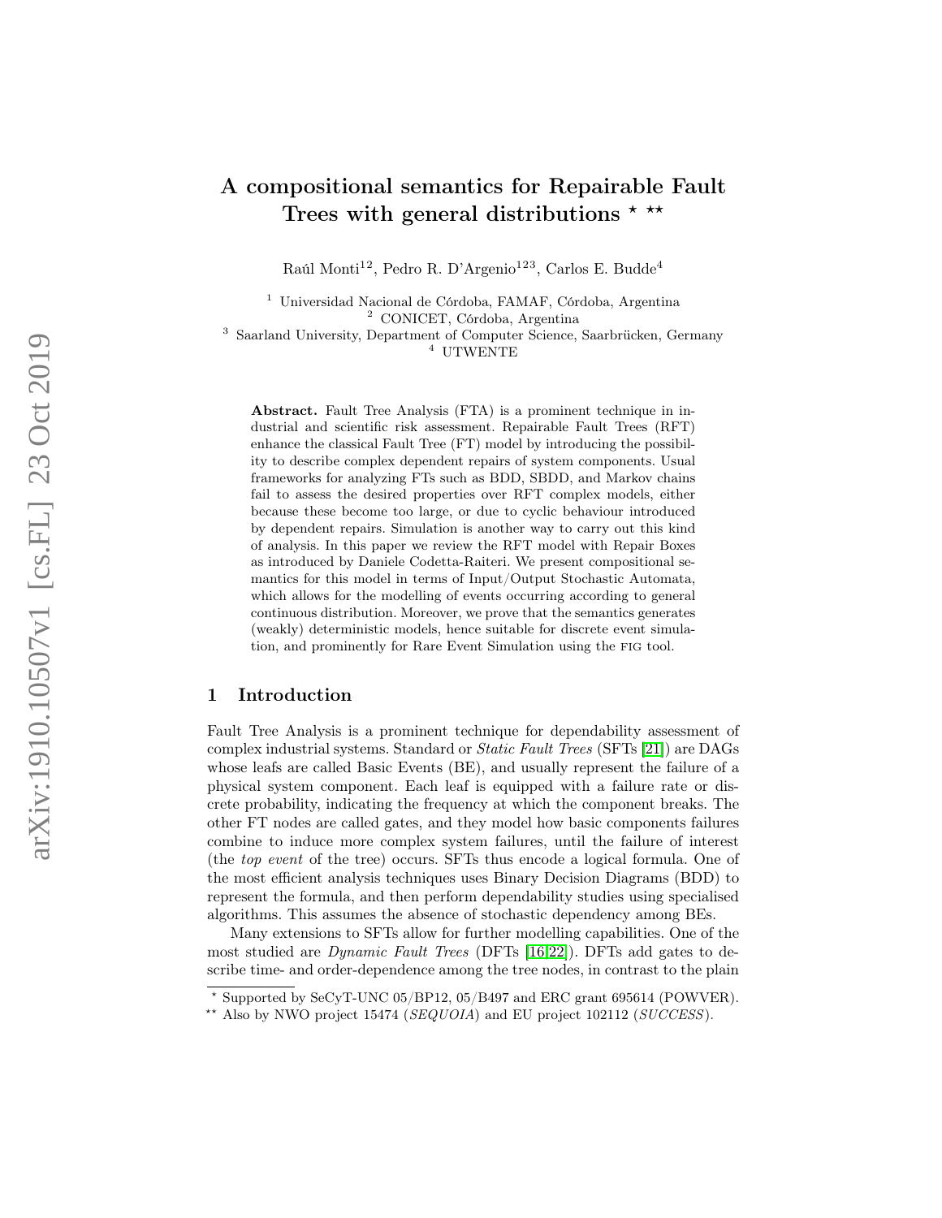# A compositional semantics for Repairable Fault Trees with general distributions * **

Raúl Monti[1,2], Pedro R. D'Argenio[1,2,3], Carlos E. Budde[4]

[1] Universidad Nacional de Córdoba, FAMAF, Córdoba, Argentina
[2] CONICET, Córdoba, Argentina
[3] Saarland University, Department of Computer Science, Saarbrücken, Germany
[4] UTWENTE

**Abstract.** Fault Tree Analysis (FTA) is a prominent technique in industrial and scientific risk assessment. Repairable Fault Trees (RFT) enhance the classical Fault Tree (FT) model by introducing the possibility to describe complex dependent repairs of system components. Usual frameworks for analyzing FTs such as BDD, SBDD, and Markov chains fail to assess the desired properties over RFT complex models, either because these become too large, or due to cyclic behaviour introduced by dependent repairs. Simulation is another way to carry out this kind of analysis. In this paper we review the RFT model with Repair Boxes as introduced by Daniele Codetta-Raiteri. We present compositional semantics for this model in terms of Input/Output Stochastic Automata, which allows for the modelling of events occurring according to general continuous distribution. Moreover, we prove that the semantics generates (weakly) deterministic models, hence suitable for discrete event simulation, and prominently for Rare Event Simulation using the FIG tool.

## 1 Introduction

Fault Tree Analysis is a prominent technique for dependability assessment of complex industrial systems. Standard or *Static Fault Trees* (SFTs [21]) are DAGs whose leafs are called Basic Events (BE), and usually represent the failure of a physical system component. Each leaf is equipped with a failure rate or discrete probability, indicating the frequency at which the component breaks. The other FT nodes are called gates, and they model how basic components failures combine to induce more complex system failures, until the failure of interest (the *top event* of the tree) occurs. SFTs thus encode a logical formula. One of the most efficient analysis techniques uses Binary Decision Diagrams (BDD) to represent the formula, and then perform dependability studies using specialised algorithms. This assumes the absence of stochastic dependency among BEs.

Many extensions to SFTs allow for further modelling capabilities. One of the most studied are *Dynamic Fault Trees* (DFTs [16,22]). DFTs add gates to describe time- and order-dependence among the tree nodes, in contrast to the plain

* Supported by SeCyT-UNC 05/BP12, 05/B497 and ERC grant 695614 (POWVER).
** Also by NWO project 15474 (*SEQUOIA*) and EU project 102112 (*SUCCESS*).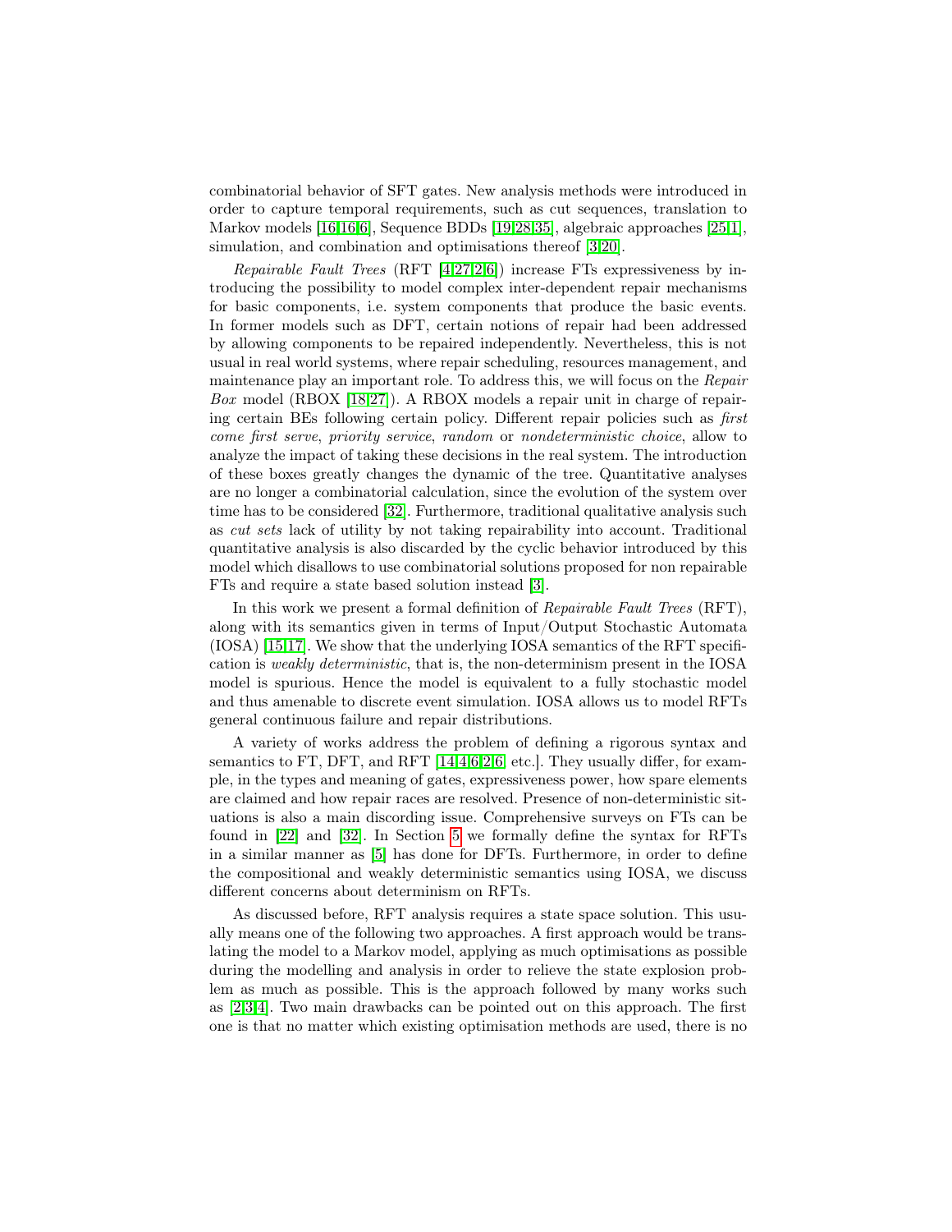combinatorial behavior of SFT gates. New analysis methods were introduced in order to capture temporal requirements, such as cut sequences, translation to Markov models [16,16,6], Sequence BDDs [19,28,35], algebraic approaches [25,1], simulation, and combination and optimisations thereof [3,20].

*Repairable Fault Trees* (RFT [4,27,2,6]) increase FTs expressiveness by introducing the possibility to model complex inter-dependent repair mechanisms for basic components, i.e. system components that produce the basic events. In former models such as DFT, certain notions of repair had been addressed by allowing components to be repaired independently. Nevertheless, this is not usual in real world systems, where repair scheduling, resources management, and maintenance play an important role. To address this, we will focus on the *Repair Box* model (RBOX [18,27]). A RBOX models a repair unit in charge of repairing certain BEs following certain policy. Different repair policies such as *first come first serve*, *priority service*, *random* or *nondeterministic choice*, allow to analyze the impact of taking these decisions in the real system. The introduction of these boxes greatly changes the dynamic of the tree. Quantitative analyses are no longer a combinatorial calculation, since the evolution of the system over time has to be considered [32]. Furthermore, traditional qualitative analysis such as *cut sets* lack of utility by not taking repairability into account. Traditional quantitative analysis is also discarded by the cyclic behavior introduced by this model which disallows to use combinatorial solutions proposed for non repairable FTs and require a state based solution instead [3].

In this work we present a formal definition of *Repairable Fault Trees* (RFT), along with its semantics given in terms of Input/Output Stochastic Automata (IOSA) [15,17]. We show that the underlying IOSA semantics of the RFT specification is *weakly deterministic*, that is, the non-determinism present in the IOSA model is spurious. Hence the model is equivalent to a fully stochastic model and thus amenable to discrete event simulation. IOSA allows us to model RFTs general continuous failure and repair distributions.

A variety of works address the problem of defining a rigorous syntax and semantics to FT, DFT, and RFT [14,4,6,2,6, etc.]. They usually differ, for example, in the types and meaning of gates, expressiveness power, how spare elements are claimed and how repair races are resolved. Presence of non-deterministic situations is also a main discording issue. Comprehensive surveys on FTs can be found in [22] and [32]. In Section 5 we formally define the syntax for RFTs in a similar manner as [5] has done for DFTs. Furthermore, in order to define the compositional and weakly deterministic semantics using IOSA, we discuss different concerns about determinism on RFTs.

As discussed before, RFT analysis requires a state space solution. This usually means one of the following two approaches. A first approach would be translating the model to a Markov model, applying as much optimisations as possible during the modelling and analysis in order to relieve the state explosion problem as much as possible. This is the approach followed by many works such as [2,3,4]. Two main drawbacks can be pointed out on this approach. The first one is that no matter which existing optimisation methods are used, there is no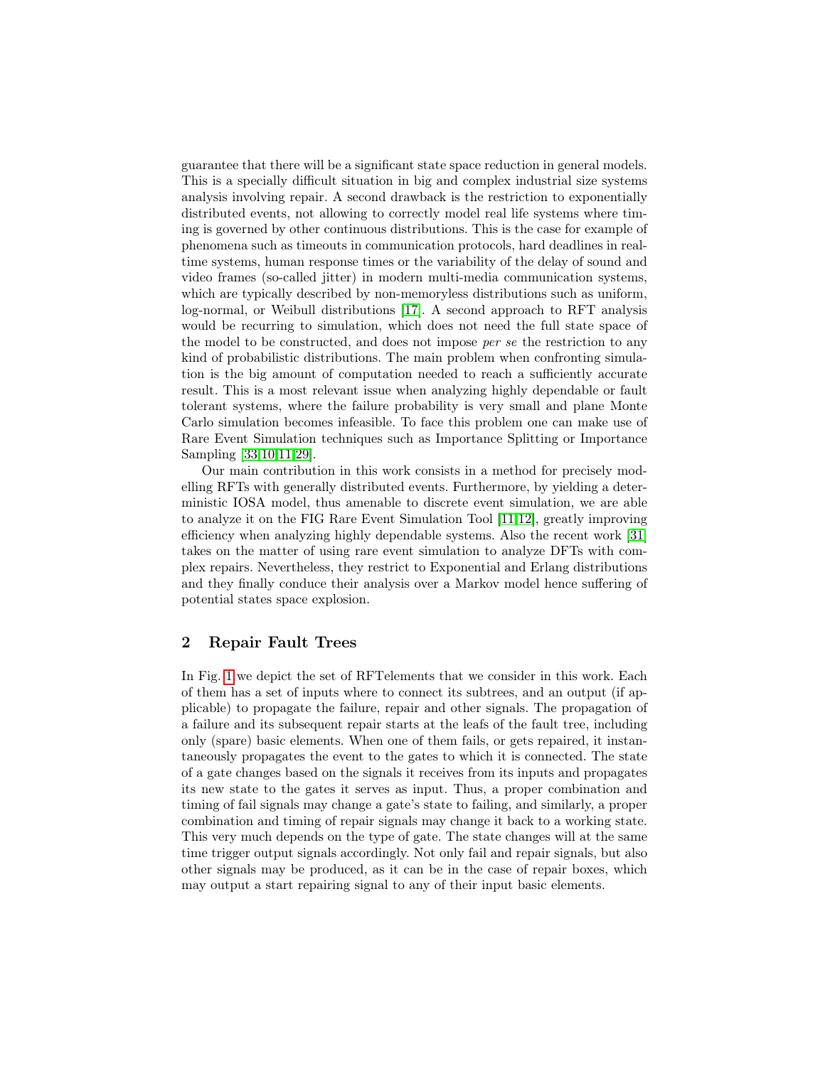guarantee that there will be a significant state space reduction in general models. This is a specially difficult situation in big and complex industrial size systems analysis involving repair. A second drawback is the restriction to exponentially distributed events, not allowing to correctly model real life systems where timing is governed by other continuous distributions. This is the case for example of phenomena such as timeouts in communication protocols, hard deadlines in real-time systems, human response times or the variability of the delay of sound and video frames (so-called jitter) in modern multi-media communication systems, which are typically described by non-memoryless distributions such as uniform, log-normal, or Weibull distributions [17]. A second approach to RFT analysis would be recurring to simulation, which does not need the full state space of the model to be constructed, and does not impose *per se* the restriction to any kind of probabilistic distributions. The main problem when confronting simulation is the big amount of computation needed to reach a sufficiently accurate result. This is a most relevant issue when analyzing highly dependable or fault tolerant systems, where the failure probability is very small and plane Monte Carlo simulation becomes infeasible. To face this problem one can make use of Rare Event Simulation techniques such as Importance Splitting or Importance Sampling [33,10,11,29].

Our main contribution in this work consists in a method for precisely modelling RFTs with generally distributed events. Furthermore, by yielding a deterministic IOSA model, thus amenable to discrete event simulation, we are able to analyze it on the FIG Rare Event Simulation Tool [11,12], greatly improving efficiency when analyzing highly dependable systems. Also the recent work [31] takes on the matter of using rare event simulation to analyze DFTs with complex repairs. Nevertheless, they restrict to Exponential and Erlang distributions and they finally conduce their analysis over a Markov model hence suffering of potential states space explosion.

## 2 Repair Fault Trees

In Fig. 1 we depict the set of RFTelements that we consider in this work. Each of them has a set of inputs where to connect its subtrees, and an output (if applicable) to propagate the failure, repair and other signals. The propagation of a failure and its subsequent repair starts at the leafs of the fault tree, including only (spare) basic elements. When one of them fails, or gets repaired, it instantaneously propagates the event to the gates to which it is connected. The state of a gate changes based on the signals it receives from its inputs and propagates its new state to the gates it serves as input. Thus, a proper combination and timing of fail signals may change a gate's state to failing, and similarly, a proper combination and timing of repair signals may change it back to a working state. This very much depends on the type of gate. The state changes will at the same time trigger output signals accordingly. Not only fail and repair signals, but also other signals may be produced, as it can be in the case of repair boxes, which may output a start repairing signal to any of their input basic elements.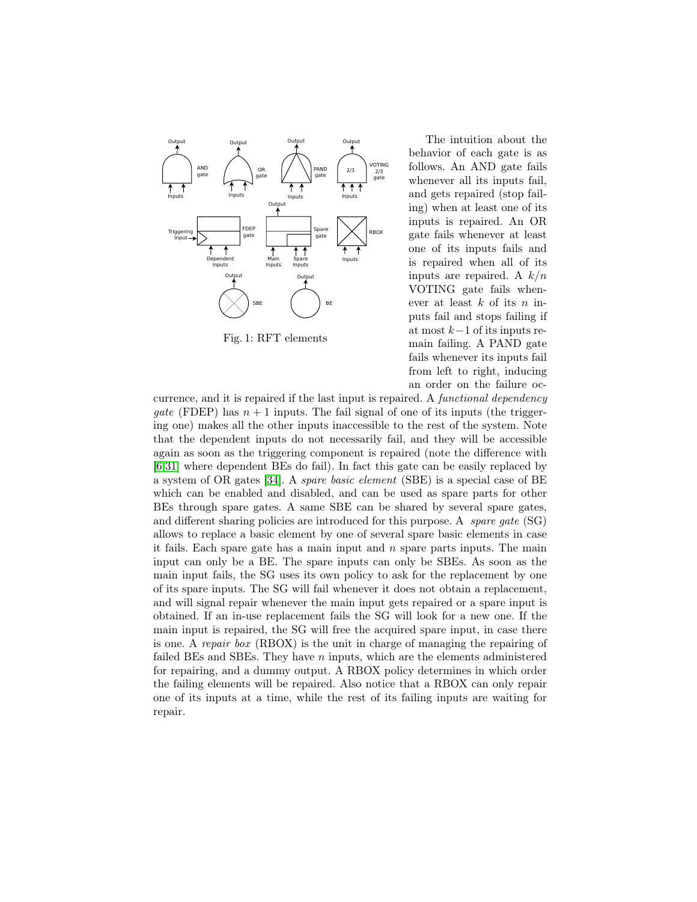Fig. 1: RFT elements

The intuition about the behavior of each gate is as follows. An AND gate fails whenever all its inputs fail, and gets repaired (stop failing) when at least one of its inputs is repaired. An OR gate fails whenever at least one of its inputs fails and is repaired when all of its inputs are repaired. A $k/n$ VOTING gate fails whenever at least $k$ of its $n$ inputs fail and stops failing if at most $k-1$ of its inputs remain failing. A PAND gate fails whenever its inputs fail from left to right, inducing an order on the failure occurrence, and it is repaired if the last input is repaired. A *functional dependency gate* (FDEP) has $n+1$ inputs. The fail signal of one of its inputs (the triggering one) makes all the other inputs inaccessible to the rest of the system. Note that the dependent inputs do not necessarily fail, and they will be accessible again as soon as the triggering component is repaired (note the difference with [6,31] where dependent BEs do fail). In fact this gate can be easily replaced by a system of OR gates [34]. A *spare basic element* (SBE) is a special case of BE which can be enabled and disabled, and can be used as spare parts for other BEs through spare gates. A same SBE can be shared by several spare gates, and different sharing policies are introduced for this purpose. A *spare gate* (SG) allows to replace a basic element by one of several spare basic elements in case it fails. Each spare gate has a main input and $n$ spare parts inputs. The main input can only be a BE. The spare inputs can only be SBEs. As soon as the main input fails, the SG uses its own policy to ask for the replacement by one of its spare inputs. The SG will fail whenever it does not obtain a replacement, and will signal repair whenever the main input gets repaired or a spare input is obtained. If an in-use replacement fails the SG will look for a new one. If the main input is repaired, the SG will free the acquired spare input, in case there is one. A *repair box* (RBOX) is the unit in charge of managing the repairing of failed BEs and SBEs. They have $n$ inputs, which are the elements administered for repairing, and a dummy output. A RBOX policy determines in which order the failing elements will be repaired. Also notice that a RBOX can only repair one of its inputs at a time, while the rest of its failing inputs are waiting for repair.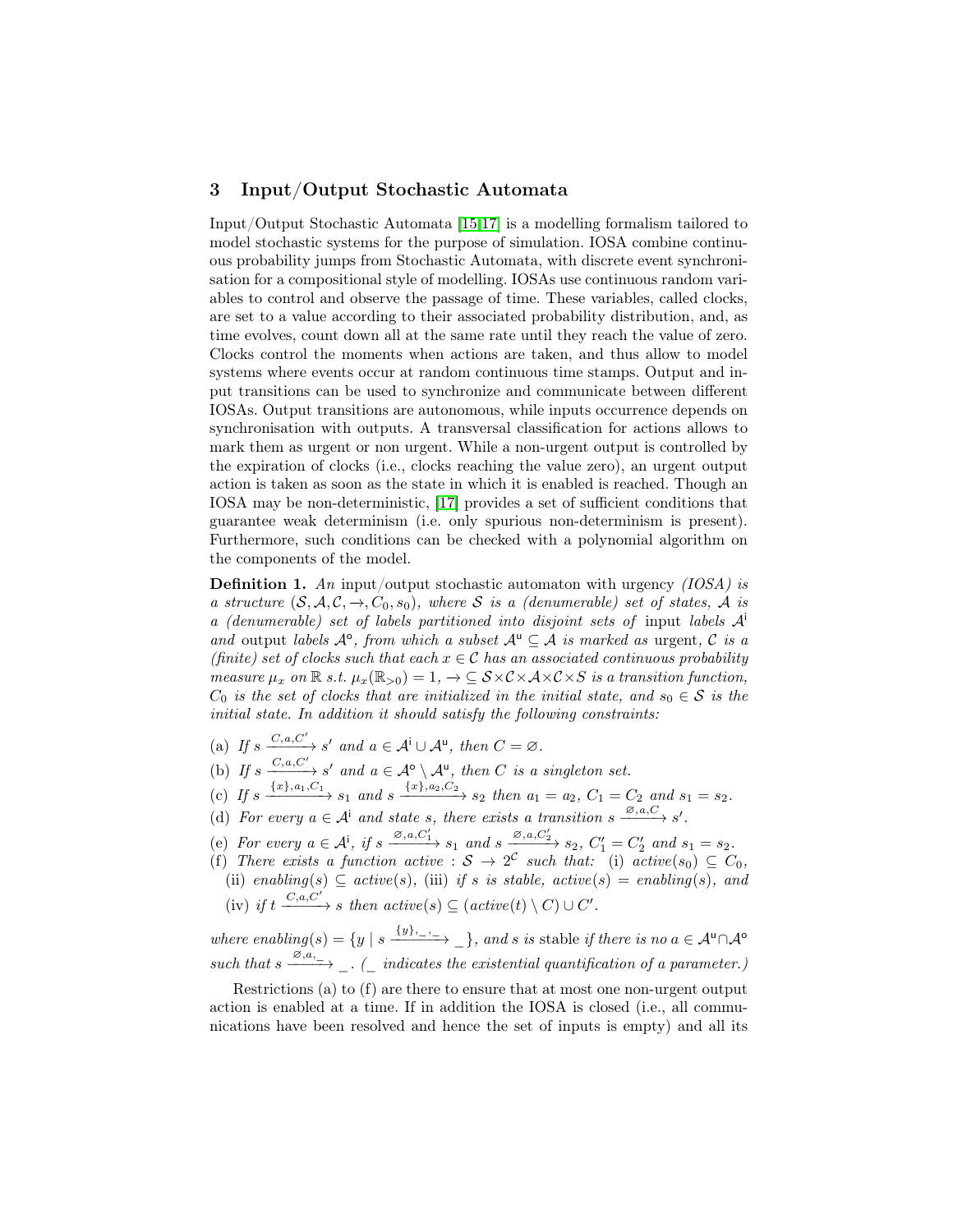## 3 Input/Output Stochastic Automata

Input/Output Stochastic Automata [15,17] is a modelling formalism tailored to model stochastic systems for the purpose of simulation. IOSA combine continuous probability jumps from Stochastic Automata, with discrete event synchronisation for a compositional style of modelling. IOSAs use continuous random variables to control and observe the passage of time. These variables, called clocks, are set to a value according to their associated probability distribution, and, as time evolves, count down all at the same rate until they reach the value of zero. Clocks control the moments when actions are taken, and thus allow to model systems where events occur at random continuous time stamps. Output and input transitions can be used to synchronize and communicate between different IOSAs. Output transitions are autonomous, while inputs occurrence depends on synchronisation with outputs. A transversal classification for actions allows to mark them as urgent or non urgent. While a non-urgent output is controlled by the expiration of clocks (i.e., clocks reaching the value zero), an urgent output action is taken as soon as the state in which it is enabled is reached. Though an IOSA may be non-deterministic, [17] provides a set of sufficient conditions that guarantee weak determinism (i.e. only spurious non-determinism is present). Furthermore, such conditions can be checked with a polynomial algorithm on the components of the model.

**Definition 1.** *An* input/output stochastic automaton with urgency *(IOSA) is a structure $(\mathcal{S}, \mathcal{A}, \mathcal{C}, \rightarrow, C_0, s_0)$, where $\mathcal{S}$ is a (denumerable) set of states, $\mathcal{A}$ is a (denumerable) set of labels partitioned into disjoint sets of* input *labels $\mathcal{A}^{\mathsf{i}}$ and* output *labels $\mathcal{A}^{\mathsf{o}}$, from which a subset $\mathcal{A}^{\mathsf{u}} \subseteq \mathcal{A}$ is marked as* urgent*, $\mathcal{C}$ is a (finite) set of clocks such that each $x \in \mathcal{C}$ has an associated continuous probability measure $\mu_x$ on $\mathbb{R}$ s.t. $\mu_x(\mathbb{R}_{>0}) = 1$, $\rightarrow \subseteq \mathcal{S} \times \mathcal{C} \times \mathcal{A} \times \mathcal{C} \times S$ is a transition function, $C_0$ is the set of clocks that are initialized in the initial state, and $s_0 \in \mathcal{S}$ is the initial state. In addition it should satisfy the following constraints:*

(a) *If $s \xrightarrow{C,a,C'} s'$ and $a \in \mathcal{A}^{\mathsf{i}} \cup \mathcal{A}^{\mathsf{u}}$, then $C = \varnothing$.*
(b) *If $s \xrightarrow{C,a,C'} s'$ and $a \in \mathcal{A}^{\mathsf{o}} \setminus \mathcal{A}^{\mathsf{u}}$, then $C$ is a singleton set.*
(c) *If $s \xrightarrow{\{x\},a_1,C_1} s_1$ and $s \xrightarrow{\{x\},a_2,C_2} s_2$ then $a_1 = a_2$, $C_1 = C_2$ and $s_1 = s_2$.*
(d) *For every $a \in \mathcal{A}^{\mathsf{i}}$ and state $s$, there exists a transition $s \xrightarrow{\varnothing,a,C} s'$.*
(e) *For every $a \in \mathcal{A}^{\mathsf{i}}$, if $s \xrightarrow{\varnothing,a,C_1'} s_1$ and $s \xrightarrow{\varnothing,a,C_2'} s_2$, $C_1' = C_2'$ and $s_1 = s_2$.*
(f) *There exists a function $active : \mathcal{S} \rightarrow 2^{\mathcal{C}}$ such that: (i) $active(s_0) \subseteq C_0$, (ii) $enabling(s) \subseteq active(s)$, (iii) if $s$ is stable, $active(s) = enabling(s)$, and (iv) if $t \xrightarrow{C,a,C'} s$ then $active(s) \subseteq (active(t) \setminus C) \cup C'$.*

*where $enabling(s) = \{y \mid s \xrightarrow{\{y\},\_,\_} \_\}$, and $s$ is* stable *if there is no $a \in \mathcal{A}^{\mathsf{u}} \cap \mathcal{A}^{\mathsf{o}}$ such that $s \xrightarrow{\varnothing,a,\_} \_$. ($\_$ indicates the existential quantification of a parameter.)*

Restrictions (a) to (f) are there to ensure that at most one non-urgent output action is enabled at a time. If in addition the IOSA is closed (i.e., all communications have been resolved and hence the set of inputs is empty) and all its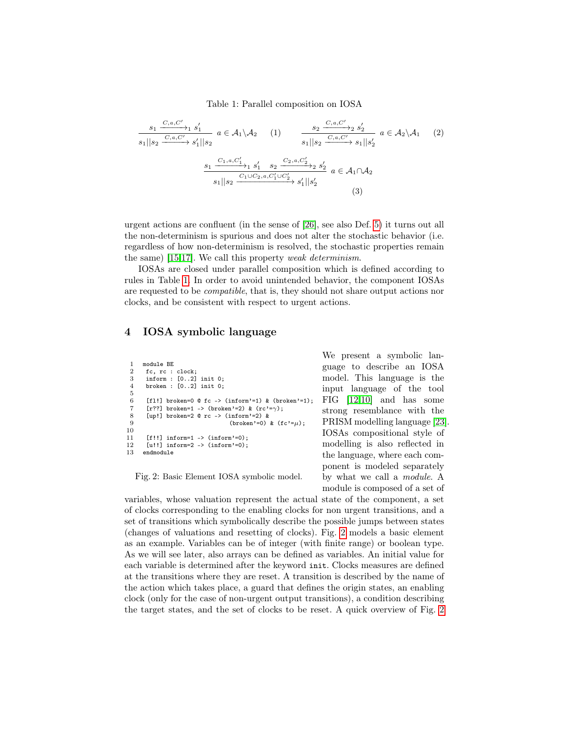Table 1: Parallel composition on IOSA

$$\frac{s_1 \xrightarrow{C,a,C'}_1 s_1'}{s_1||s_2 \xrightarrow{C,a,C'} s_1'||s_2}\ a \in \mathcal{A}_1 \backslash \mathcal{A}_2 \quad (1) \qquad \frac{s_2 \xrightarrow{C,a,C'}_2 s_2'}{s_1||s_2 \xrightarrow{C,a,C'} s_1||s_2'}\ a \in \mathcal{A}_2 \backslash \mathcal{A}_1 \quad (2)$$

$$\frac{s_1 \xrightarrow{C_1,a,C_1'}_1 s_1' \quad s_2 \xrightarrow{C_2,a,C_2'}_2 s_2'}{s_1||s_2 \xrightarrow{C_1 \cup C_2,a,C_1' \cup C_2'} s_1'||s_2'}\ a \in \mathcal{A}_1 \cap \mathcal{A}_2 \quad (3)$$

urgent actions are confluent (in the sense of [26], see also Def. 5) it turns out all the non-determinism is spurious and does not alter the stochastic behavior (i.e. regardless of how non-determinism is resolved, the stochastic properties remain the same) [15,17]. We call this property *weak determinism*.

IOSAs are closed under parallel composition which is defined according to rules in Table 1. In order to avoid unintended behavior, the component IOSAs are requested to be *compatible*, that is, they should not share output actions nor clocks, and be consistent with respect to urgent actions.

## 4 IOSA symbolic language

```
1   module BE
2    fc, rc : clock;
3    inform : [0..2] init 0;
4    broken : [0..2] init 0;
5
6    [fl!] broken=0 @ fc -> (inform'=1) & (broken'=1);
7    [r??] broken=1 -> (broken'=2) & (rc'=γ);
8    [up!] broken=2 @ rc -> (inform'=2) &
9                              (broken'=0) & (fc'=μ);
10
11   [f!!] inform=1 -> (inform'=0);
12   [u!!] inform=2 -> (inform'=0);
13  endmodule
```

Fig. 2: Basic Element IOSA symbolic model.

We present a symbolic language to describe an IOSA model. This language is the input language of the tool FIG [12,10] and has some strong resemblance with the PRISM modelling language [23]. IOSAs compositional style of modelling is also reflected in the language, where each component is modeled separately by what we call a *module*. A module is composed of a set of variables, whose valuation represent the actual state of the component, a set of clocks corresponding to the enabling clocks for non urgent transitions, and a set of transitions which symbolically describe the possible jumps between states (changes of valuations and resetting of clocks). Fig. 2 models a basic element as an example. Variables can be of integer (with finite range) or boolean type. As we will see later, also arrays can be defined as variables. An initial value for each variable is determined after the keyword `init`. Clocks measures are defined at the transitions where they are reset. A transition is described by the name of the action which takes place, a guard that defines the origin states, an enabling clock (only for the case of non-urgent output transitions), a condition describing the target states, and the set of clocks to be reset. A quick overview of Fig. 2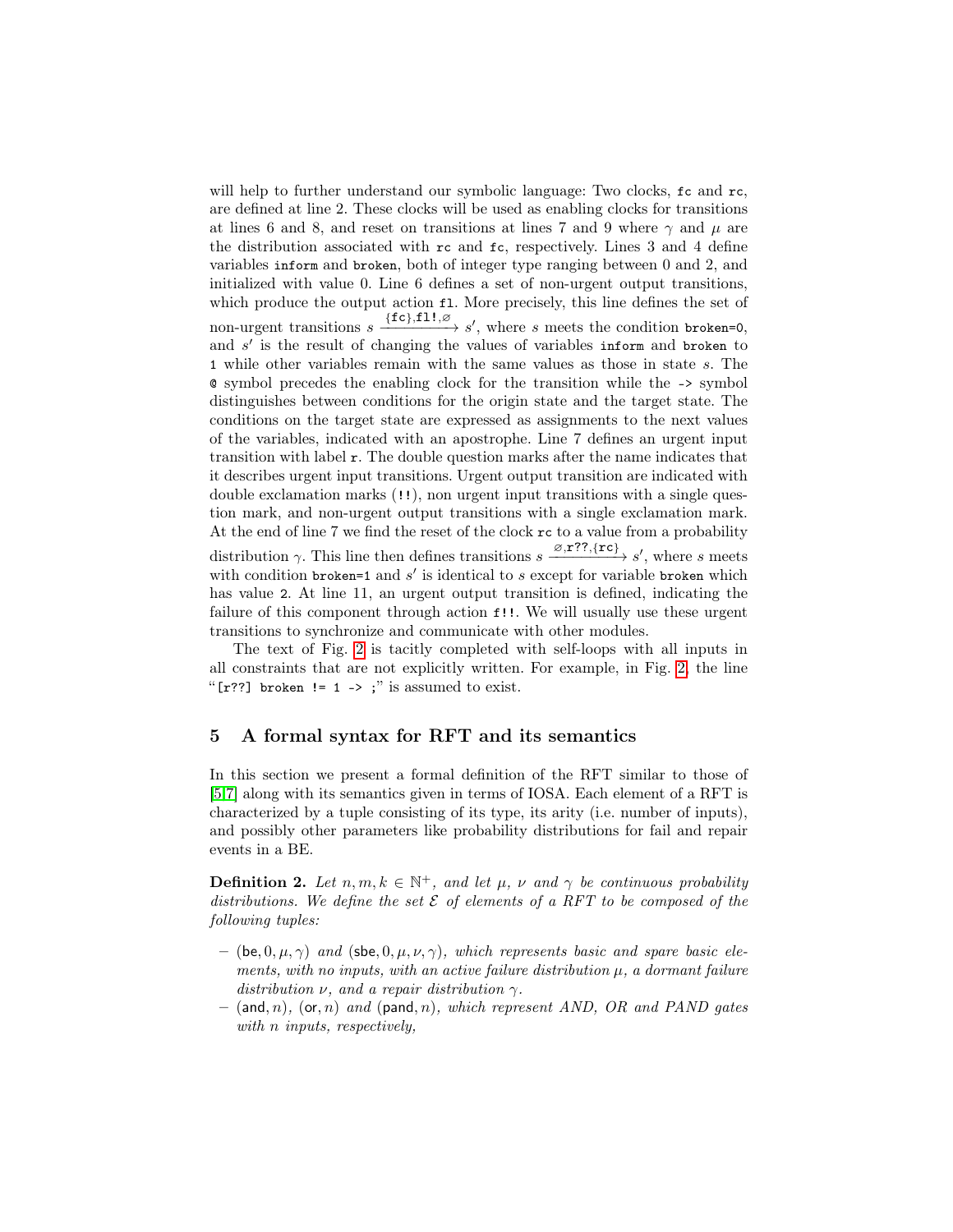will help to further understand our symbolic language: Two clocks, `fc` and `rc`, are defined at line 2. These clocks will be used as enabling clocks for transitions at lines 6 and 8, and reset on transitions at lines 7 and 9 where $\gamma$ and $\mu$ are the distribution associated with `rc` and `fc`, respectively. Lines 3 and 4 define variables `inform` and `broken`, both of integer type ranging between 0 and 2, and initialized with value 0. Line 6 defines a set of non-urgent output transitions, which produce the output action `fl`. More precisely, this line defines the set of non-urgent transitions $s \xrightarrow{\{\mathtt{fc}\},\mathtt{fl!},\varnothing} s'$, where $s$ meets the condition `broken=0`, and $s'$ is the result of changing the values of variables `inform` and `broken` to `1` while other variables remain with the same values as those in state $s$. The `@` symbol precedes the enabling clock for the transition while the `->` symbol distinguishes between conditions for the origin state and the target state. The conditions on the target state are expressed as assignments to the next values of the variables, indicated with an apostrophe. Line 7 defines an urgent input transition with label `r`. The double question marks after the name indicates that it describes urgent input transitions. Urgent output transition are indicated with double exclamation marks (`!!`), non urgent input transitions with a single question mark, and non-urgent output transitions with a single exclamation mark. At the end of line 7 we find the reset of the clock `rc` to a value from a probability distribution $\gamma$. This line then defines transitions $s \xrightarrow{\varnothing,\mathtt{r??},\{\mathtt{rc}\}} s'$, where $s$ meets with condition `broken=1` and $s'$ is identical to $s$ except for variable `broken` which has value `2`. At line 11, an urgent output transition is defined, indicating the failure of this component through action `f!!`. We will usually use these urgent transitions to synchronize and communicate with other modules.

The text of Fig. 2 is tacitly completed with self-loops with all inputs in all constraints that are not explicitly written. For example, in Fig. 2, the line "`[r??] broken != 1 -> ;`" is assumed to exist.

## 5 A formal syntax for RFT and its semantics

In this section we present a formal definition of the RFT similar to those of [5,7] along with its semantics given in terms of IOSA. Each element of a RFT is characterized by a tuple consisting of its type, its arity (i.e. number of inputs), and possibly other parameters like probability distributions for fail and repair events in a BE.

**Definition 2.** *Let $n, m, k \in \mathbb{N}^+$, and let $\mu$, $\nu$ and $\gamma$ be continuous probability distributions. We define the set $\mathcal{E}$ of elements of a RFT to be composed of the following tuples:*

- $(\mathsf{be}, 0, \mu, \gamma)$ *and* $(\mathsf{sbe}, 0, \mu, \nu, \gamma)$*, which represents basic and spare basic elements, with no inputs, with an active failure distribution $\mu$, a dormant failure distribution $\nu$, and a repair distribution $\gamma$.*
- $(\mathsf{and}, n)$*,* $(\mathsf{or}, n)$ *and* $(\mathsf{pand}, n)$*, which represent AND, OR and PAND gates with $n$ inputs, respectively,*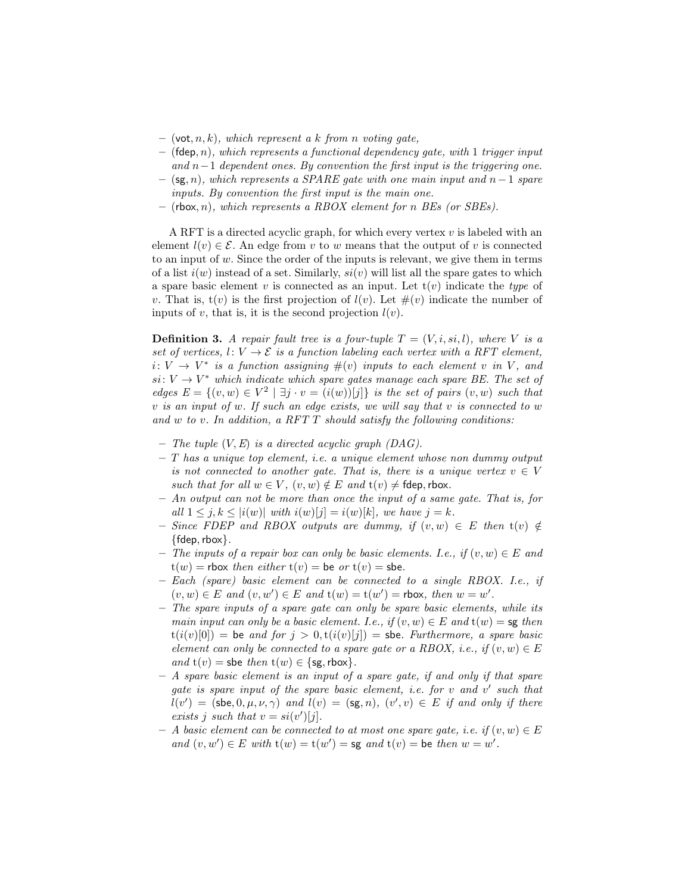- $(\mathsf{vot}, n, k)$, *which represent a $k$ from $n$ voting gate,*
- $(\mathsf{fdep}, n)$, *which represents a functional dependency gate, with 1 trigger input and $n-1$ dependent ones. By convention the first input is the triggering one.*
- $(\mathsf{sg}, n)$, *which represents a SPARE gate with one main input and $n-1$ spare inputs. By convention the first input is the main one.*
- $(\mathsf{rbox}, n)$, *which represents a RBOX element for $n$ BEs (or SBEs).*

A RFT is a directed acyclic graph, for which every vertex $v$ is labeled with an element $l(v) \in \mathcal{E}$. An edge from $v$ to $w$ means that the output of $v$ is connected to an input of $w$. Since the order of the inputs is relevant, we give them in terms of a list $i(w)$ instead of a set. Similarly, $si(v)$ will list all the spare gates to which a spare basic element $v$ is connected as an input. Let $\mathrm{t}(v)$ indicate the *type* of $v$. That is, $\mathrm{t}(v)$ is the first projection of $l(v)$. Let $\#(v)$ indicate the number of inputs of $v$, that is, it is the second projection $l(v)$.

**Definition 3.** *A repair fault tree is a four-tuple $T = (V, i, si, l)$, where $V$ is a set of vertices, $l \colon V \to \mathcal{E}$ is a function labeling each vertex with a RFT element, $i \colon V \to V^*$ is a function assigning $\#(v)$ inputs to each element $v$ in $V$, and $si \colon V \to V^*$ which indicate which spare gates manage each spare BE. The set of edges $E = \{(v, w) \in V^2 \mid \exists j \cdot v = (i(w))[j]\}$ is the set of pairs $(v, w)$ such that $v$ is an input of $w$. If such an edge exists, we will say that $v$ is connected to $w$ and $w$ to $v$. In addition, a RFT $T$ should satisfy the following conditions:*

- *The tuple $(V, E)$ is a directed acyclic graph (DAG).*
- *$T$ has a unique top element, i.e. a unique element whose non dummy output is not connected to another gate. That is, there is a unique vertex $v \in V$ such that for all $w \in V$, $(v, w) \notin E$ and $\mathrm{t}(v) \neq \mathsf{fdep}, \mathsf{rbox}$.*
- *An output can not be more than once the input of a same gate. That is, for all $1 \leq j, k \leq |i(w)|$ with $i(w)[j] = i(w)[k]$, we have $j = k$.*
- *Since FDEP and RBOX outputs are dummy, if $(v, w) \in E$ then $\mathrm{t}(v) \notin \{\mathsf{fdep}, \mathsf{rbox}\}$.*
- *The inputs of a repair box can only be basic elements. I.e., if $(v, w) \in E$ and $\mathrm{t}(w) = \mathsf{rbox}$ then either $\mathrm{t}(v) = \mathsf{be}$ or $\mathrm{t}(v) = \mathsf{sbe}$.*
- *Each (spare) basic element can be connected to a single RBOX. I.e., if $(v, w) \in E$ and $(v, w') \in E$ and $\mathrm{t}(w) = \mathrm{t}(w') = \mathsf{rbox}$, then $w = w'$.*
- *The spare inputs of a spare gate can only be spare basic elements, while its main input can only be a basic element. I.e., if $(v, w) \in E$ and $\mathrm{t}(w) = \mathsf{sg}$ then $\mathrm{t}(i(v)[0]) = \mathsf{be}$ and for $j > 0, \mathrm{t}(i(v)[j]) = \mathsf{sbe}$. Furthermore, a spare basic element can only be connected to a spare gate or a RBOX, i.e., if $(v, w) \in E$ and $\mathrm{t}(v) = \mathsf{sbe}$ then $\mathrm{t}(w) \in \{\mathsf{sg}, \mathsf{rbox}\}$.*
- *A spare basic element is an input of a spare gate, if and only if that spare gate is spare input of the spare basic element, i.e. for $v$ and $v'$ such that $l(v') = (\mathsf{sbe}, 0, \mu, \nu, \gamma)$ and $l(v) = (\mathsf{sg}, n)$, $(v', v) \in E$ if and only if there exists $j$ such that $v = si(v')[j]$.*
- *A basic element can be connected to at most one spare gate, i.e. if $(v, w) \in E$ and $(v, w') \in E$ with $\mathrm{t}(w) = \mathrm{t}(w') = \mathsf{sg}$ and $\mathrm{t}(v) = \mathsf{be}$ then $w = w'$.*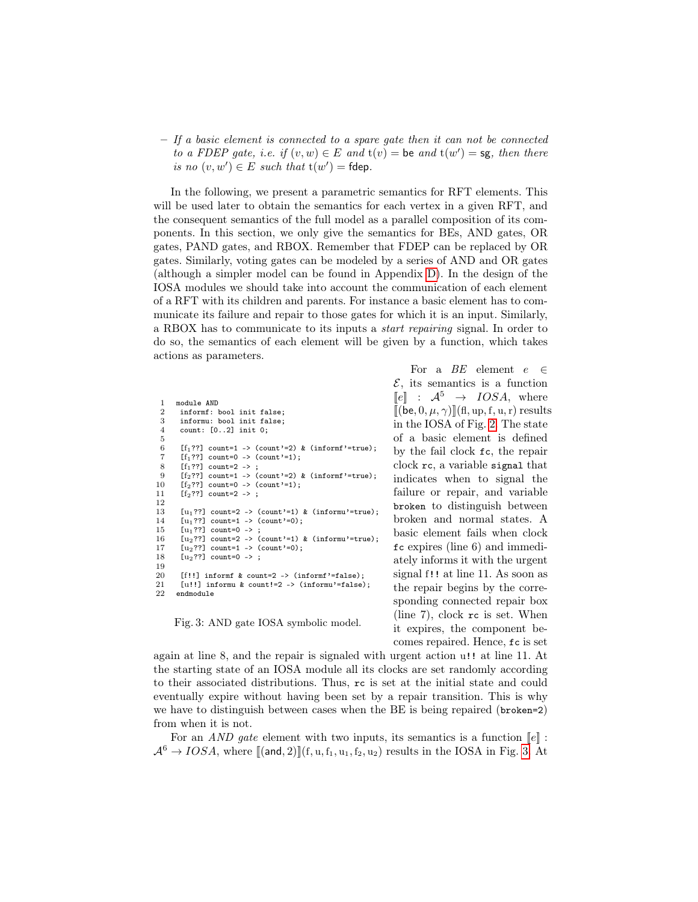– *If a basic element is connected to a spare gate then it can not be connected to a FDEP gate, i.e. if $(v,w) \in E$ and $\mathrm{t}(v) = \mathsf{be}$ and $\mathrm{t}(w') = \mathsf{sg}$, then there is no $(v,w') \in E$ such that $\mathrm{t}(w') = \mathsf{fdep}$.*

In the following, we present a parametric semantics for RFT elements. This will be used later to obtain the semantics for each vertex in a given RFT, and the consequent semantics of the full model as a parallel composition of its components. In this section, we only give the semantics for BEs, AND gates, OR gates, PAND gates, and RBOX. Remember that FDEP can be replaced by OR gates. Similarly, voting gates can be modeled by a series of AND and OR gates (although a simpler model can be found in Appendix D). In the design of the IOSA modules we should take into account the communication of each element of a RFT with its children and parents. For instance a basic element has to communicate its failure and repair to those gates for which it is an input. Similarly, a RBOX has to communicate to its inputs a *start repairing* signal. In order to do so, the semantics of each element will be given by a function, which takes actions as parameters.

```
1   module AND
2    informf: bool init false;
3    informu: bool init false;
4    count: [0..2] init 0;
5
6    [f1??] count=1 -> (count'=2) & (informf'=true);
7    [f1??] count=0 -> (count'=1);
8    [f1??] count=2 -> ;
9    [f2??] count=1 -> (count'=2) & (informf'=true);
10   [f2??] count=0 -> (count'=1);
11   [f2??] count=2 -> ;
12
13   [u1??] count=2 -> (count'=1) & (informu'=true);
14   [u1??] count=1 -> (count'=0);
15   [u1??] count=0 -> ;
16   [u2??] count=2 -> (count'=1) & (informu'=true);
17   [u2??] count=1 -> (count'=0);
18   [u2??] count=0 -> ;
19
20   [f!!] informf & count=2 -> (informf'=false);
21   [u!!] informu & count!=2 -> (informu'=false);
22  endmodule
```

Fig. 3: AND gate IOSA symbolic model.

For a *BE* element $e \in \mathcal{E}$, its semantics is a function $[\![e]\!] : \mathcal{A}^5 \rightarrow \mathit{IOSA}$, where $[\![(\mathsf{be}, 0, \mu, \gamma)]\!](\mathrm{fl}, \mathrm{up}, \mathrm{f}, \mathrm{u}, \mathrm{r})$ results in the IOSA of Fig. 2. The state of a basic element is defined by the fail clock `fc`, the repair clock `rc`, a variable `signal` that indicates when to signal the failure or repair, and variable `broken` to distinguish between broken and normal states. A basic element fails when clock `fc` expires (line 6) and immediately informs it with the urgent signal `f!!` at line 11. As soon as the repair begins by the corresponding connected repair box (line 7), clock `rc` is set. When it expires, the component becomes repaired. Hence, `fc` is set again at line 8, and the repair is signaled with urgent action `u!!` at line 11. At the starting state of an IOSA module all its clocks are set randomly according to their associated distributions. Thus, `rc` is set at the initial state and could eventually expire without having been set by a repair transition. This is why we have to distinguish between cases when the BE is being repaired (`broken=2`) from when it is not.

For an *AND gate* element with two inputs, its semantics is a function $[\![e]\!] : \mathcal{A}^6 \rightarrow \mathit{IOSA}$, where $[\![(\mathsf{and}, 2)]\!](\mathrm{f}, \mathrm{u}, \mathrm{f}_1, \mathrm{u}_1, \mathrm{f}_2, \mathrm{u}_2)$ results in the IOSA in Fig. 3. At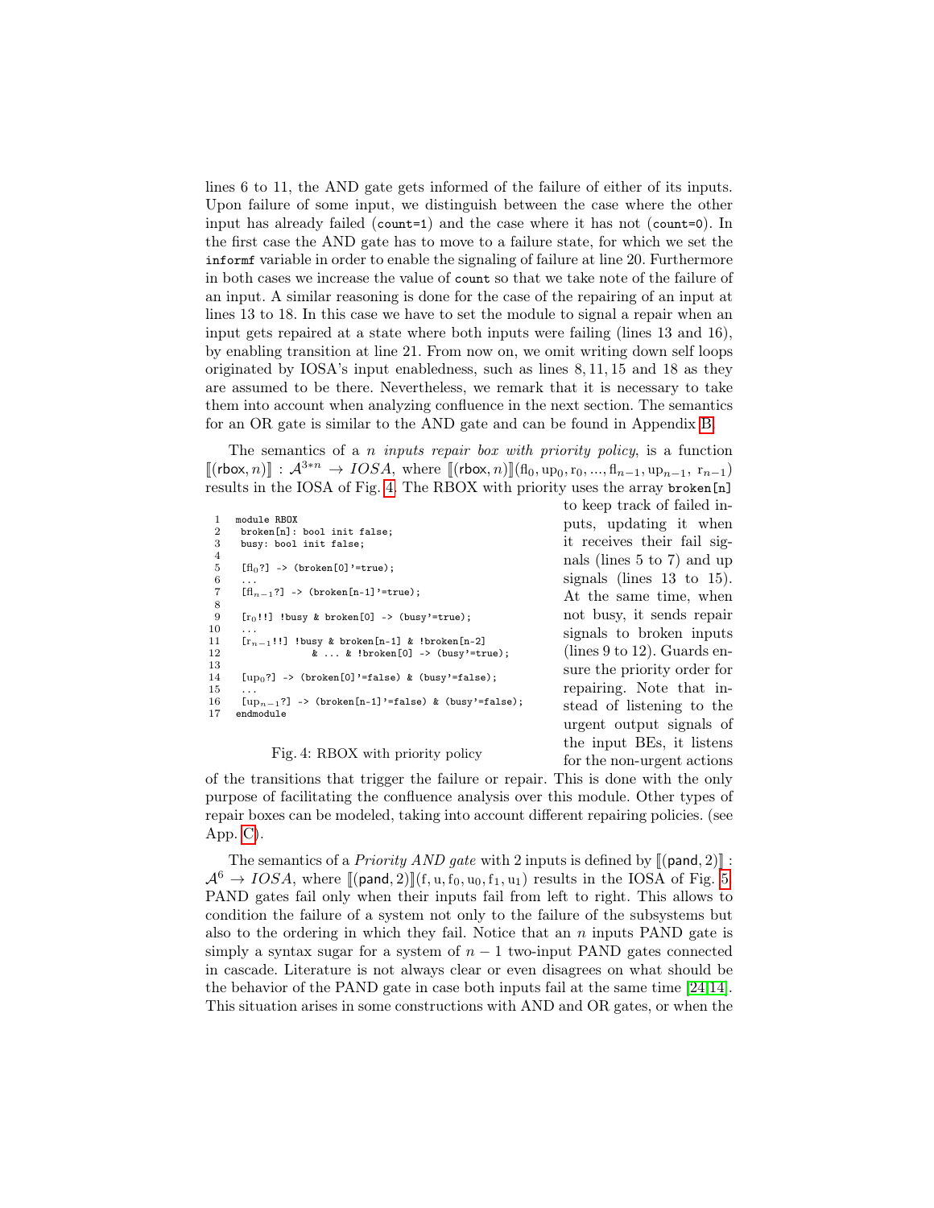lines 6 to 11, the AND gate gets informed of the failure of either of its inputs. Upon failure of some input, we distinguish between the case where the other input has already failed (`count=1`) and the case where it has not (`count=0`). In the first case the AND gate has to move to a failure state, for which we set the `informf` variable in order to enable the signaling of failure at line 20. Furthermore in both cases we increase the value of `count` so that we take note of the failure of an input. A similar reasoning is done for the case of the repairing of an input at lines 13 to 18. In this case we have to set the module to signal a repair when an input gets repaired at a state where both inputs were failing (lines 13 and 16), by enabling transition at line 21. From now on, we omit writing down self loops originated by IOSA's input enabledness, such as lines 8, 11, 15 and 18 as they are assumed to be there. Nevertheless, we remark that it is necessary to take them into account when analyzing confluence in the next section. The semantics for an OR gate is similar to the AND gate and can be found in Appendix B.

The semantics of a *n inputs repair box with priority policy*, is a function $[\![(\mathsf{rbox}, n)]\!] : \mathcal{A}^{3*n} \rightarrow IOSA$, where $[\![(\mathsf{rbox}, n)]\!](\mathrm{fl}_0, \mathrm{up}_0, \mathrm{r}_0, ..., \mathrm{fl}_{n-1}, \mathrm{up}_{n-1}, \mathrm{r}_{n-1})$ results in the IOSA of Fig. 4. The RBOX with priority uses the array `broken[n]` to keep track of failed inputs, updating it when it receives their fail signals (lines 5 to 7) and up signals (lines 13 to 15). At the same time, when not busy, it sends repair signals to broken inputs (lines 9 to 12). Guards ensure the priority order for repairing. Note that instead of listening to the urgent output signals of the input BEs, it listens for the non-urgent actions of the transitions that trigger the failure or repair. This is done with the only purpose of facilitating the confluence analysis over this module. Other types of repair boxes can be modeled, taking into account different repairing policies. (see App. C).

```
1   module RBOX
2    broken[n]: bool init false;
3    busy: bool init false;
4
5    [fl_0?] -> (broken[0]'=true);
6    ...
7    [fl_{n-1}?] -> (broken[n-1]'=true);
8
9    [r_0!!] !busy & broken[0] -> (busy'=true);
10   ...
11   [r_{n-1}!!] !busy & broken[n-1] & !broken[n-2]
12                & ... & !broken[0] -> (busy'=true);
13
14   [up_0?] -> (broken[0]'=false) & (busy'=false);
15   ...
16   [up_{n-1}?] -> (broken[n-1]'=false) & (busy'=false);
17  endmodule
```

Fig. 4: RBOX with priority policy

The semantics of a *Priority AND gate* with 2 inputs is defined by $[\![(\mathsf{pand}, 2)]\!] : \mathcal{A}^6 \rightarrow IOSA$, where $[\![(\mathsf{pand}, 2)]\!](\mathrm{f}, \mathrm{u}, \mathrm{f}_0, \mathrm{u}_0, \mathrm{f}_1, \mathrm{u}_1)$ results in the IOSA of Fig. 5. PAND gates fail only when their inputs fail from left to right. This allows to condition the failure of a system not only to the failure of the subsystems but also to the ordering in which they fail. Notice that an $n$ inputs PAND gate is simply a syntax sugar for a system of $n-1$ two-input PAND gates connected in cascade. Literature is not always clear or even disagrees on what should be the behavior of the PAND gate in case both inputs fail at the same time [24,14]. This situation arises in some constructions with AND and OR gates, or when the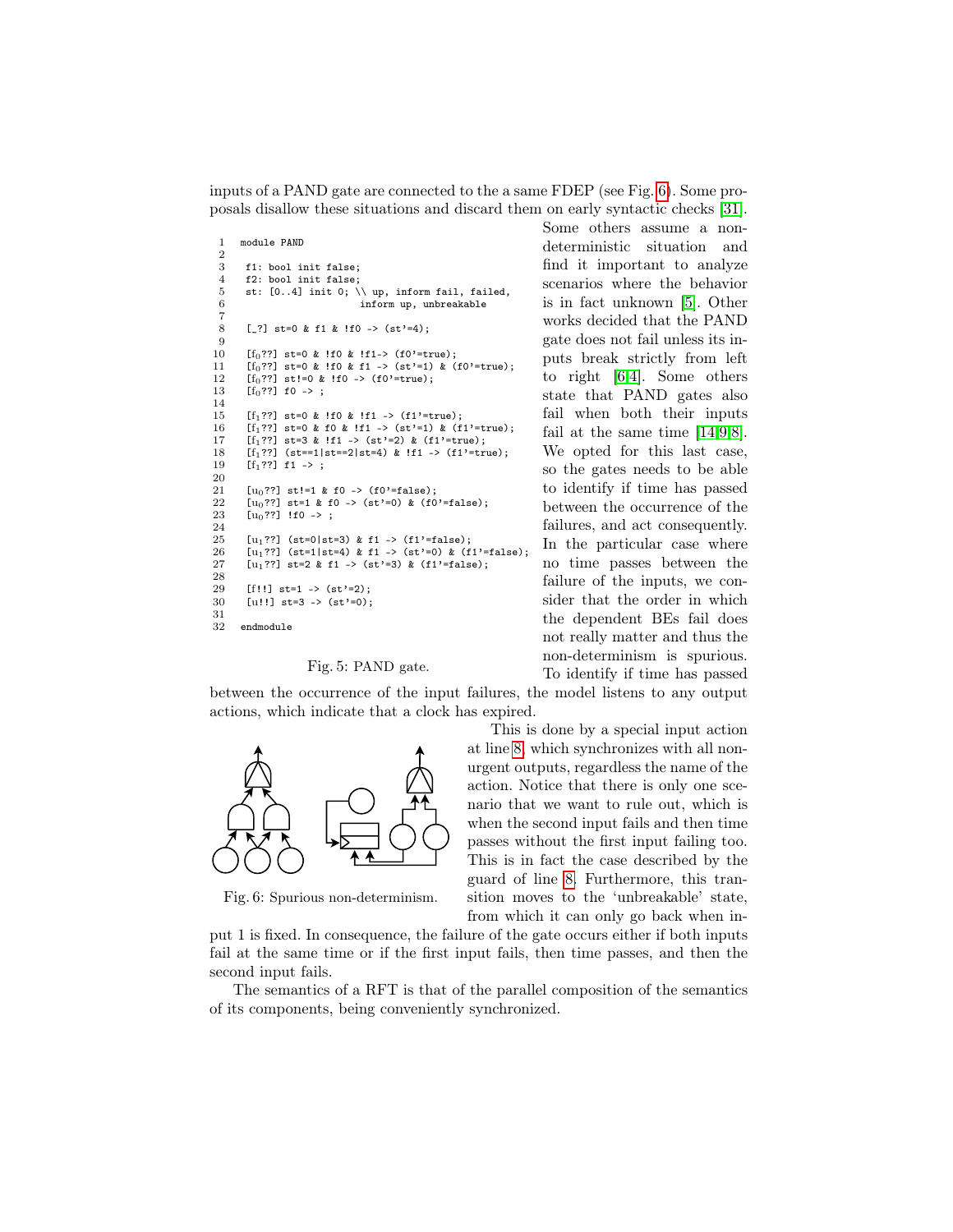inputs of a PAND gate are connected to the a same FDEP (see Fig. 6). Some proposals disallow these situations and discard them on early syntactic checks [31]. Some others assume a non-deterministic situation and find it important to analyze scenarios where the behavior is in fact unknown [5]. Other works decided that the PAND gate does not fail unless its inputs break strictly from left to right [6,4]. Some others state that PAND gates also fail when both their inputs fail at the same time [14,9,8]. We opted for this last case, so the gates needs to be able to identify if time has passed between the occurrence of the failures, and act consequently. In the particular case where no time passes between the failure of the inputs, we consider that the order in which the dependent BEs fail does not really matter and thus the non-determinism is spurious. To identify if time has passed between the occurrence of the input failures, the model listens to any output actions, which indicate that a clock has expired.

```
1   module PAND
2
3    f1: bool init false;
4    f2: bool init false;
5    st: [0..4] init 0; \\ up, inform fail, failed,
6                          inform up, unbreakable
7
8    [_?] st=0 & f1 & !f0 -> (st'=4);
9
10   [f0??] st=0 & !f0 & !f1-> (f0'=true);
11   [f0??] st=0 & !f0 & f1 -> (st'=1) & (f0'=true);
12   [f0??] st!=0 & !f0 -> (f0'=true);
13   [f0??] f0 -> ;
14
15   [f1??] st=0 & !f0 & !f1 -> (f1'=true);
16   [f1??] st=0 & f0 & !f1 -> (st'=1) & (f1'=true);
17   [f1??] st=3 & !f1 -> (st'=2) & (f1'=true);
18   [f1??] (st==1|st==2|st=4) & !f1 -> (f1'=true);
19   [f1??] f1 -> ;
20
21   [u0??] st!=1 & f0 -> (f0'=false);
22   [u0??] st=1 & f0 -> (st'=0) & (f0'=false);
23   [u0??] !f0 -> ;
24
25   [u1??] (st=0|st=3) & f1 -> (f1'=false);
26   [u1??] (st=1|st=4) & f1 -> (st'=0) & (f1'=false);
27   [u1??] st=2 & f1 -> (st'=3) & (f1'=false);
28
29   [f!!] st=1 -> (st'=2);
30   [u!!] st=3 -> (st'=0);
31
32  endmodule
```

Fig. 5: PAND gate.

This is done by a special input action at line 8, which synchronizes with all non-urgent outputs, regardless the name of the action. Notice that there is only one scenario that we want to rule out, which is when the second input fails and then time passes without the first input failing too. This is in fact the case described by the guard of line 8. Furthermore, this transition moves to the 'unbreakable' state, from which it can only go back when input 1 is fixed. In consequence, the failure of the gate occurs either if both inputs fail at the same time or if the first input fails, then time passes, and then the second input fails.

Fig. 6: Spurious non-determinism.

The semantics of a RFT is that of the parallel composition of the semantics of its components, being conveniently synchronized.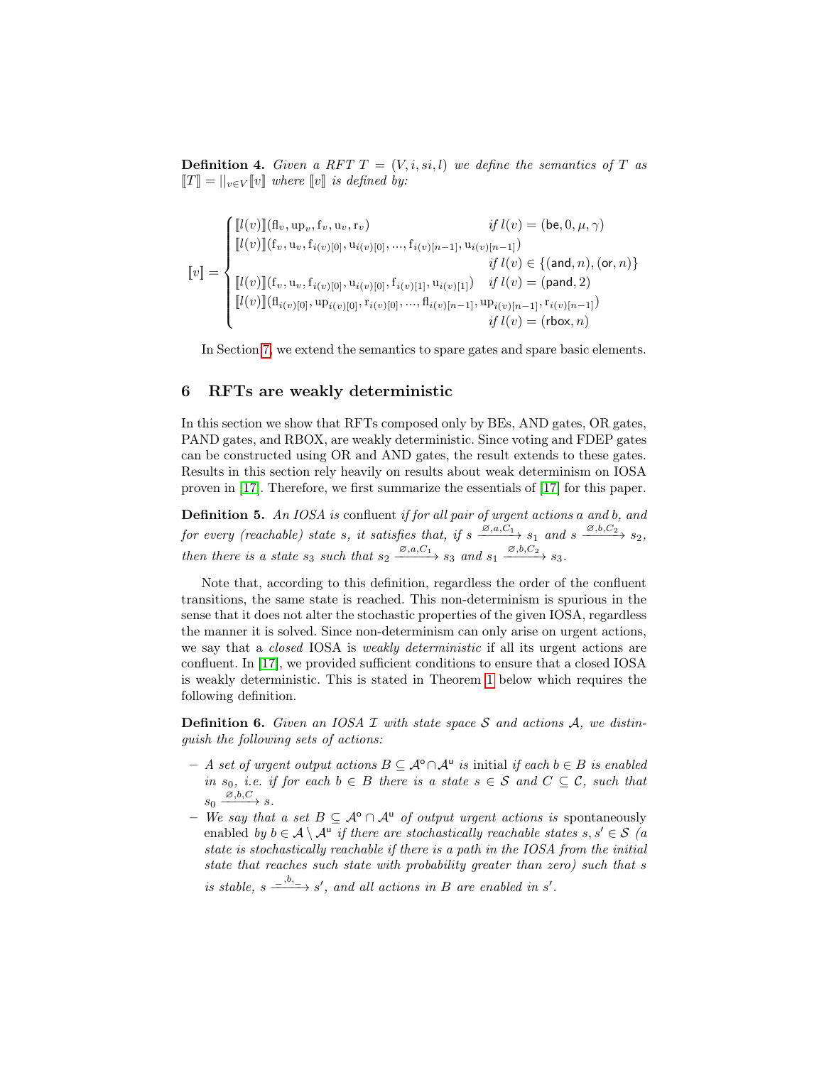**Definition 4.** *Given a RFT $T = (V, i, si, l)$ we define the semantics of $T$ as $[\![T]\!] = ||_{v \in V} [\![v]\!]$ where $[\![v]\!]$ is defined by:*

$$
[\![v]\!] = \begin{cases}
[\![l(v)]\!](\mathrm{fl}_v, \mathrm{up}_v, \mathrm{f}_v, \mathrm{u}_v, \mathrm{r}_v) & \text{if } l(v) = (\mathsf{be}, 0, \mu, \gamma) \\
[\![l(v)]\!](\mathrm{f}_v, \mathrm{u}_v, \mathrm{f}_{i(v)[0]}, \mathrm{u}_{i(v)[0]}, ..., \mathrm{f}_{i(v)[n-1]}, \mathrm{u}_{i(v)[n-1]}) & \\
 & \text{if } l(v) \in \{(\mathsf{and}, n), (\mathsf{or}, n)\} \\
[\![l(v)]\!](\mathrm{f}_v, \mathrm{u}_v, \mathrm{f}_{i(v)[0]}, \mathrm{u}_{i(v)[0]}, \mathrm{f}_{i(v)[1]}, \mathrm{u}_{i(v)[1]}) & \text{if } l(v) = (\mathsf{pand}, 2) \\
[\![l(v)]\!](\mathrm{fl}_{i(v)[0]}, \mathrm{up}_{i(v)[0]}, \mathrm{r}_{i(v)[0]}, ..., \mathrm{fl}_{i(v)[n-1]}, \mathrm{up}_{i(v)[n-1]}, \mathrm{r}_{i(v)[n-1]}) & \\
 & \text{if } l(v) = (\mathsf{rbox}, n)
\end{cases}
$$

In Section 7, we extend the semantics to spare gates and spare basic elements.

## 6 RFTs are weakly deterministic

In this section we show that RFTs composed only by BEs, AND gates, OR gates, PAND gates, and RBOX, are weakly deterministic. Since voting and FDEP gates can be constructed using OR and AND gates, the result extends to these gates. Results in this section rely heavily on results about weak determinism on IOSA proven in [17]. Therefore, we first summarize the essentials of [17] for this paper.

**Definition 5.** *An IOSA is* confluent *if for all pair of urgent actions $a$ and $b$, and for every (reachable) state $s$, it satisfies that, if $s \xrightarrow{\varnothing, a, C_1} s_1$ and $s \xrightarrow{\varnothing, b, C_2} s_2$, then there is a state $s_3$ such that $s_2 \xrightarrow{\varnothing, a, C_1} s_3$ and $s_1 \xrightarrow{\varnothing, b, C_2} s_3$.*

Note that, according to this definition, regardless the order of the confluent transitions, the same state is reached. This non-determinism is spurious in the sense that it does not alter the stochastic properties of the given IOSA, regardless the manner it is solved. Since non-determinism can only arise on urgent actions, we say that a *closed* IOSA is *weakly deterministic* if all its urgent actions are confluent. In [17], we provided sufficient conditions to ensure that a closed IOSA is weakly deterministic. This is stated in Theorem 1 below which requires the following definition.

**Definition 6.** *Given an IOSA $\mathcal{I}$ with state space $\mathcal{S}$ and actions $\mathcal{A}$, we distinguish the following sets of actions:*

- *A set of urgent output actions $B \subseteq \mathcal{A}^{\mathsf{o}} \cap \mathcal{A}^{\mathsf{u}}$ is* initial *if each $b \in B$ is enabled in $s_0$, i.e. if for each $b \in B$ there is a state $s \in \mathcal{S}$ and $C \subseteq \mathcal{C}$, such that $s_0 \xrightarrow{\varnothing, b, C} s$.*
- *We say that a set $B \subseteq \mathcal{A}^{\mathsf{o}} \cap \mathcal{A}^{\mathsf{u}}$ of output urgent actions is* spontaneously enabled *by $b \in \mathcal{A} \setminus \mathcal{A}^{\mathsf{u}}$ if there are stochastically reachable states $s, s' \in \mathcal{S}$ (a state is stochastically reachable if there is a path in the IOSA from the initial state that reaches such state with probability greater than zero) such that $s$ is stable, $s \xrightarrow{\_, b, \_} s'$, and all actions in $B$ are enabled in $s'$.*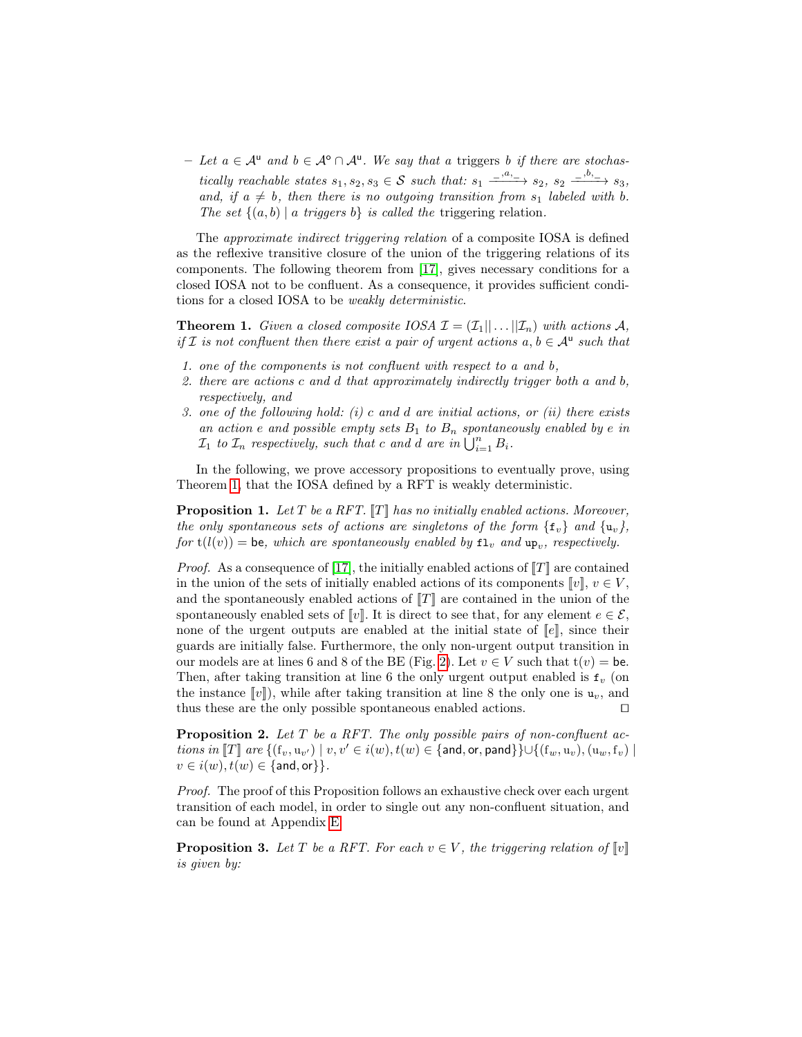– *Let $a \in \mathcal{A}^{\mathsf{u}}$ and $b \in \mathcal{A}^{\mathsf{o}} \cap \mathcal{A}^{\mathsf{u}}$. We say that a* triggers *b if there are stochastically reachable states $s_1, s_2, s_3 \in \mathcal{S}$ such that: $s_1 \xrightarrow{\_,a,\_} s_2$, $s_2 \xrightarrow{\_,b,\_} s_3$, and, if $a \neq b$, then there is no outgoing transition from $s_1$ labeled with $b$. The set $\{(a,b) \mid a \text{ triggers } b\}$ is called the* triggering relation.

The *approximate indirect triggering relation* of a composite IOSA is defined as the reflexive transitive closure of the union of the triggering relations of its components. The following theorem from [17], gives necessary conditions for a closed IOSA not to be confluent. As a consequence, it provides sufficient conditions for a closed IOSA to be *weakly deterministic*.

**Theorem 1.** *Given a closed composite IOSA $\mathcal{I} = (\mathcal{I}_1 || \ldots || \mathcal{I}_n)$ with actions $\mathcal{A}$, if $\mathcal{I}$ is not confluent then there exist a pair of urgent actions $a, b \in \mathcal{A}^{\mathsf{u}}$ such that*

1. *one of the components is not confluent with respect to $a$ and $b$,*
2. *there are actions $c$ and $d$ that approximately indirectly trigger both $a$ and $b$, respectively, and*
3. *one of the following hold: (i) $c$ and $d$ are initial actions, or (ii) there exists an action $e$ and possible empty sets $B_1$ to $B_n$ spontaneously enabled by $e$ in $\mathcal{I}_1$ to $\mathcal{I}_n$ respectively, such that $c$ and $d$ are in $\bigcup_{i=1}^{n} B_i$.*

In the following, we prove accessory propositions to eventually prove, using Theorem 1, that the IOSA defined by a RFT is weakly deterministic.

**Proposition 1.** *Let $T$ be a RFT. $[\![T]\!]$ has no initially enabled actions. Moreover, the only spontaneous sets of actions are singletons of the form $\{\mathtt{f}_v\}$ and $\{\mathtt{u}_v\}$, for $\mathrm{t}(l(v)) = \mathsf{be}$, which are spontaneously enabled by $\mathtt{fl}_v$ and $\mathtt{up}_v$, respectively.*

*Proof.* As a consequence of [17], the initially enabled actions of $[\![T]\!]$ are contained in the union of the sets of initially enabled actions of its components $[\![v]\!]$, $v \in V$, and the spontaneously enabled actions of $[\![T]\!]$ are contained in the union of the spontaneously enabled sets of $[\![v]\!]$. It is direct to see that, for any element $e \in \mathcal{E}$, none of the urgent outputs are enabled at the initial state of $[\![e]\!]$, since their guards are initially false. Furthermore, the only non-urgent output transition in our models are at lines 6 and 8 of the BE (Fig. 2). Let $v \in V$ such that $\mathrm{t}(v) = \mathsf{be}$. Then, after taking transition at line 6 the only urgent output enabled is $\mathtt{f}_v$ (on the instance $[\![v]\!]$), while after taking transition at line 8 the only one is $\mathtt{u}_v$, and thus these are the only possible spontaneous enabled actions. ◻

**Proposition 2.** *Let $T$ be a RFT. The only possible pairs of non-confluent actions in $[\![T]\!]$ are $\{(\mathrm{f}_v, \mathrm{u}_{v'}) \mid v, v' \in i(w), t(w) \in \{\mathsf{and}, \mathsf{or}, \mathsf{pand}\}\} \cup \{(\mathrm{f}_w, \mathrm{u}_v), (\mathrm{u}_w, \mathrm{f}_v) \mid v \in i(w), t(w) \in \{\mathsf{and}, \mathsf{or}\}\}$.*

*Proof.* The proof of this Proposition follows an exhaustive check over each urgent transition of each model, in order to single out any non-confluent situation, and can be found at Appendix E.

**Proposition 3.** *Let $T$ be a RFT. For each $v \in V$, the triggering relation of $[\![v]\!]$ is given by:*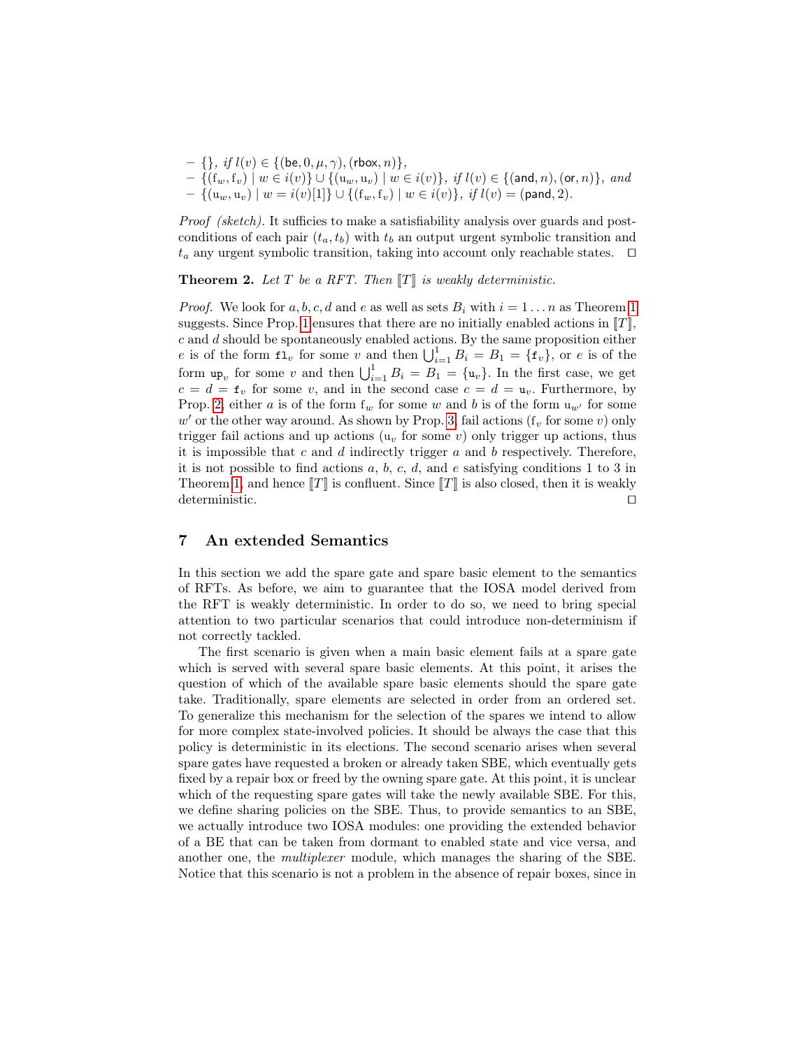– $\{\}$, *if* $l(v) \in \{(\mathsf{be}, 0, \mu, \gamma), (\mathsf{rbox}, n)\}$,
– $\{(\mathrm{f}_w, \mathrm{f}_v) \mid w \in i(v)\} \cup \{(\mathrm{u}_w, \mathrm{u}_v) \mid w \in i(v)\}$, *if* $l(v) \in \{(\mathsf{and}, n), (\mathsf{or}, n)\}$, *and*
– $\{(\mathrm{u}_w, \mathrm{u}_v) \mid w = i(v)[1]\} \cup \{(\mathrm{f}_w, \mathrm{f}_v) \mid w \in i(v)\}$, *if* $l(v) = (\mathsf{pand}, 2)$.

*Proof (sketch).* It suffices to make a satisfiability analysis over guards and post-conditions of each pair $(t_a, t_b)$ with $t_b$ an output urgent symbolic transition and $t_a$ any urgent symbolic transition, taking into account only reachable states. □

**Theorem 2.** *Let $T$ be a RFT. Then $[\![T]\!]$ is weakly deterministic.*

*Proof.* We look for $a, b, c, d$ and $e$ as well as sets $B_i$ with $i = 1 \ldots n$ as Theorem 1 suggests. Since Prop. 1 ensures that there are no initially enabled actions in $[\![T]\!]$, $c$ and $d$ should be spontaneously enabled actions. By the same proposition either $e$ is of the form $\mathtt{fl}_v$ for some $v$ and then $\bigcup_{i=1}^{1} B_i = B_1 = \{\mathtt{f}_v\}$, or $e$ is of the form $\mathtt{up}_v$ for some $v$ and then $\bigcup_{i=1}^{1} B_i = B_1 = \{\mathtt{u}_v\}$. In the first case, we get $c = d = \mathtt{f}_v$ for some $v$, and in the second case $c = d = \mathtt{u}_v$. Furthermore, by Prop. 2, either $a$ is of the form $\mathrm{f}_w$ for some $w$ and $b$ is of the form $\mathrm{u}_{w'}$ for some $w'$ or the other way around. As shown by Prop. 3, fail actions ($\mathrm{f}_v$ for some $v$) only trigger fail actions and up actions ($\mathrm{u}_v$ for some $v$) only trigger up actions, thus it is impossible that $c$ and $d$ indirectly trigger $a$ and $b$ respectively. Therefore, it is not possible to find actions $a$, $b$, $c$, $d$, and $e$ satisfying conditions 1 to 3 in Theorem 1, and hence $[\![T]\!]$ is confluent. Since $[\![T]\!]$ is also closed, then it is weakly deterministic. □

## 7 An extended Semantics

In this section we add the spare gate and spare basic element to the semantics of RFTs. As before, we aim to guarantee that the IOSA model derived from the RFT is weakly deterministic. In order to do so, we need to bring special attention to two particular scenarios that could introduce non-determinism if not correctly tackled.

The first scenario is given when a main basic element fails at a spare gate which is served with several spare basic elements. At this point, it arises the question of which of the available spare basic elements should the spare gate take. Traditionally, spare elements are selected in order from an ordered set. To generalize this mechanism for the selection of the spares we intend to allow for more complex state-involved policies. It should be always the case that this policy is deterministic in its elections. The second scenario arises when several spare gates have requested a broken or already taken SBE, which eventually gets fixed by a repair box or freed by the owning spare gate. At this point, it is unclear which of the requesting spare gates will take the newly available SBE. For this, we define sharing policies on the SBE. Thus, to provide semantics to an SBE, we actually introduce two IOSA modules: one providing the extended behavior of a BE that can be taken from dormant to enabled state and vice versa, and another one, the *multiplexer* module, which manages the sharing of the SBE. Notice that this scenario is not a problem in the absence of repair boxes, since in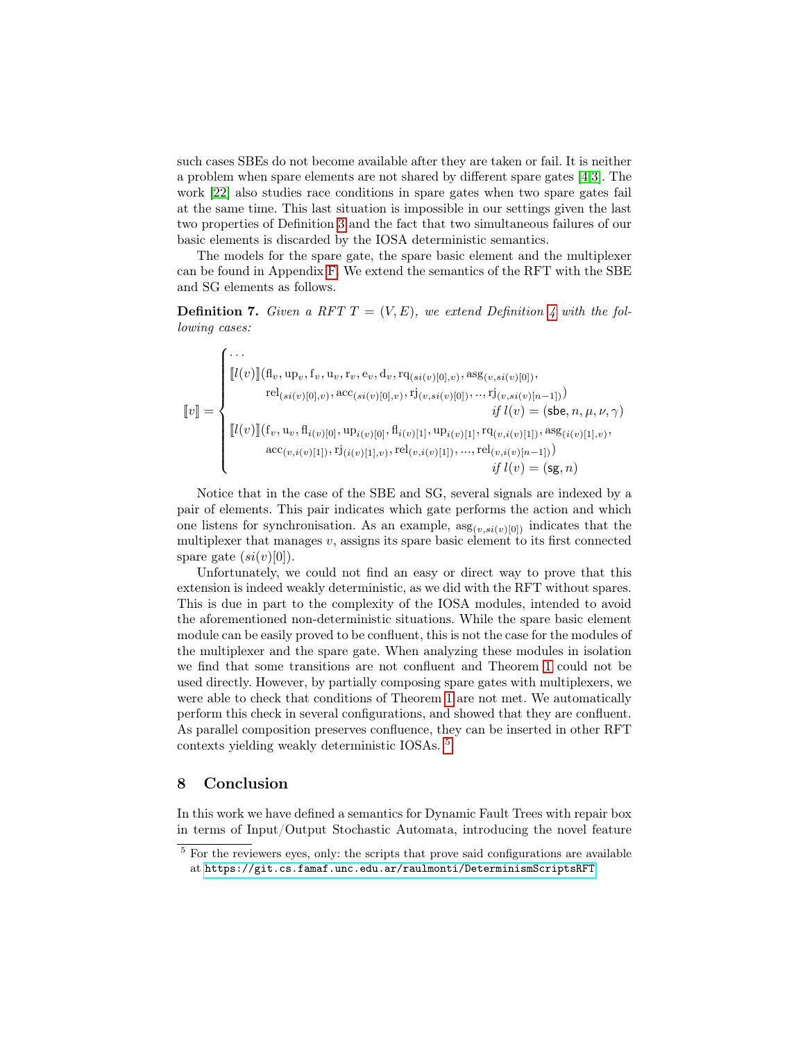such cases SBEs do not become available after they are taken or fail. It is neither a problem when spare elements are not shared by different spare gates [4,3]. The work [22] also studies race conditions in spare gates when two spare gates fail at the same time. This last situation is impossible in our settings given the last two properties of Definition 3 and the fact that two simultaneous failures of our basic elements is discarded by the IOSA deterministic semantics.

The models for the spare gate, the spare basic element and the multiplexer can be found in Appendix F. We extend the semantics of the RFT with the SBE and SG elements as follows.

**Definition 7.** *Given a RFT $T = (V, E)$, we extend Definition 4 with the following cases:*

$$
[\![v]\!] = \begin{cases}
\dots \\
[\![l(v)]\!](\mathrm{fl}_v, \mathrm{up}_v, \mathrm{f}_v, \mathrm{u}_v, \mathrm{r}_v, \mathrm{e}_v, \mathrm{d}_v, \mathrm{rq}_{(si(v)[0],v)}, \mathrm{asg}_{(v,si(v)[0])}, \\
\qquad \mathrm{rel}_{(si(v)[0],v)}, \mathrm{acc}_{(si(v)[0],v)}, \mathrm{rj}_{(v,si(v)[0])}, .., \mathrm{rj}_{(v,si(v)[n-1])}) \\
\qquad\qquad\qquad\qquad\qquad\qquad \text{if } l(v) = (\mathsf{sbe}, n, \mu, \nu, \gamma) \\
[\![l(v)]\!](\mathrm{f}_v, \mathrm{u}_v, \mathrm{fl}_{i(v)[0]}, \mathrm{up}_{i(v)[0]}, \mathrm{fl}_{i(v)[1]}, \mathrm{up}_{i(v)[1]}, \mathrm{rq}_{(v,i(v)[1])}, \mathrm{asg}_{(i(v)[1],v)}, \\
\qquad \mathrm{acc}_{(v,i(v)[1])}, \mathrm{rj}_{(i(v)[1],v)}, \mathrm{rel}_{(v,i(v)[1])}, ..., \mathrm{rel}_{(v,i(v)[n-1])}) \\
\qquad\qquad\qquad\qquad\qquad\qquad \text{if } l(v) = (\mathsf{sg}, n)
\end{cases}
$$

Notice that in the case of the SBE and SG, several signals are indexed by a pair of elements. This pair indicates which gate performs the action and which one listens for synchronisation. As an example, $\mathrm{asg}_{(v,si(v)[0])}$ indicates that the multiplexer that manages $v$, assigns its spare basic element to its first connected spare gate ($si(v)[0]$).

Unfortunately, we could not find an easy or direct way to prove that this extension is indeed weakly deterministic, as we did with the RFT without spares. This is due in part to the complexity of the IOSA modules, intended to avoid the aforementioned non-deterministic situations. While the spare basic element module can be easily proved to be confluent, this is not the case for the modules of the multiplexer and the spare gate. When analyzing these modules in isolation we find that some transitions are not confluent and Theorem 1 could not be used directly. However, by partially composing spare gates with multiplexers, we were able to check that conditions of Theorem 1 are not met. We automatically perform this check in several configurations, and showed that they are confluent. As parallel composition preserves confluence, they can be inserted in other RFT contexts yielding weakly deterministic IOSAs. [5]

## 8 Conclusion

In this work we have defined a semantics for Dynamic Fault Trees with repair box in terms of Input/Output Stochastic Automata, introducing the novel feature

[5] For the reviewers eyes, only: the scripts that prove said configurations are available at `https://git.cs.famaf.unc.edu.ar/raulmonti/DeterminismScriptsRFT`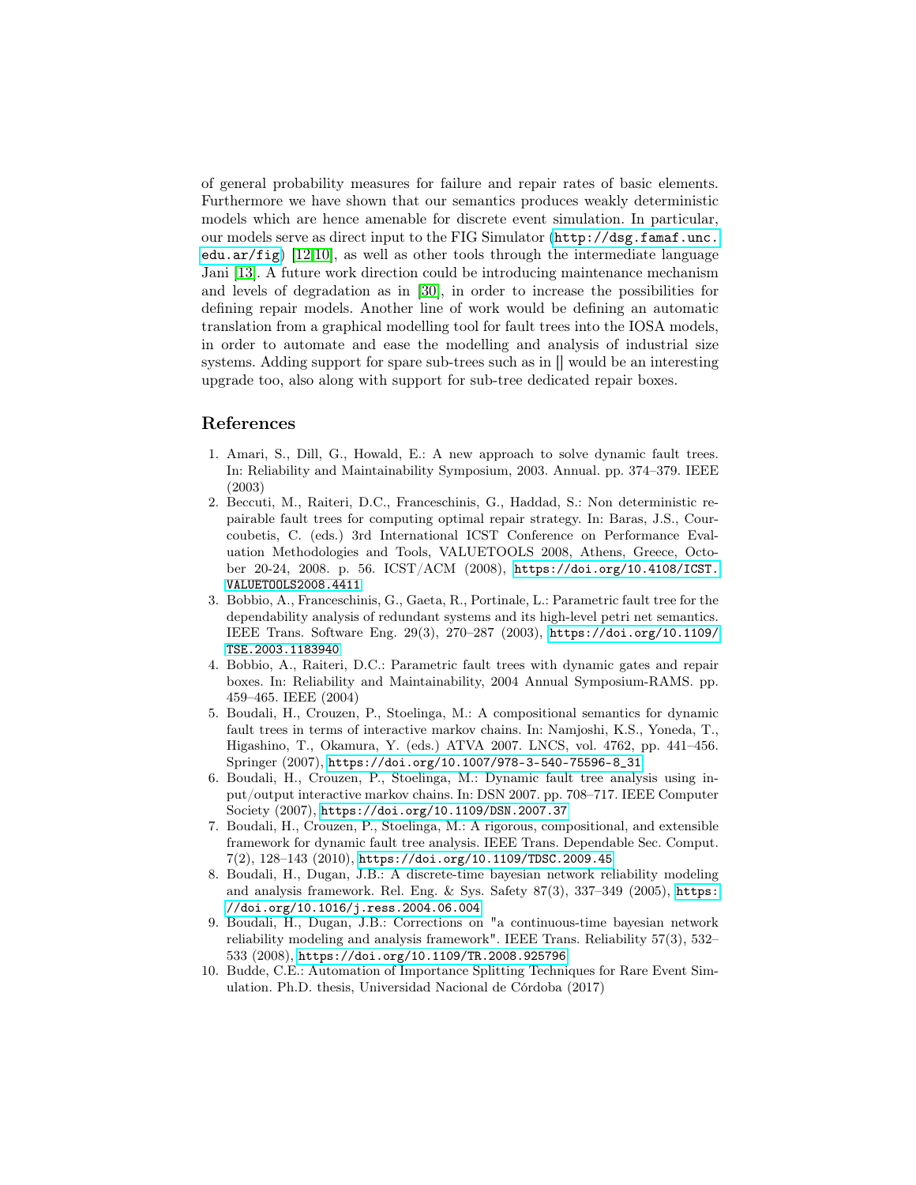of general probability measures for failure and repair rates of basic elements. Furthermore we have shown that our semantics produces weakly deterministic models which are hence amenable for discrete event simulation. In particular, our models serve as direct input to the FIG Simulator (http://dsg.famaf.unc.edu.ar/fig) [12,10], as well as other tools through the intermediate language Jani [13]. A future work direction could be introducing maintenance mechanism and levels of degradation as in [30], in order to increase the possibilities for defining repair models. Another line of work would be defining an automatic translation from a graphical modelling tool for fault trees into the IOSA models, in order to automate and ease the modelling and analysis of industrial size systems. Adding support for spare sub-trees such as in [] would be an interesting upgrade too, also along with support for sub-tree dedicated repair boxes.

## References

1. Amari, S., Dill, G., Howald, E.: A new approach to solve dynamic fault trees. In: Reliability and Maintainability Symposium, 2003. Annual. pp. 374–379. IEEE (2003)
2. Beccuti, M., Raiteri, D.C., Franceschinis, G., Haddad, S.: Non deterministic repairable fault trees for computing optimal repair strategy. In: Baras, J.S., Courcoubetis, C. (eds.) 3rd International ICST Conference on Performance Evaluation Methodologies and Tools, VALUETOOLS 2008, Athens, Greece, October 20-24, 2008. p. 56. ICST/ACM (2008), https://doi.org/10.4108/ICST.VALUETOOLS2008.4411
3. Bobbio, A., Franceschinis, G., Gaeta, R., Portinale, L.: Parametric fault tree for the dependability analysis of redundant systems and its high-level petri net semantics. IEEE Trans. Software Eng. 29(3), 270–287 (2003), https://doi.org/10.1109/TSE.2003.1183940
4. Bobbio, A., Raiteri, D.C.: Parametric fault trees with dynamic gates and repair boxes. In: Reliability and Maintainability, 2004 Annual Symposium-RAMS. pp. 459–465. IEEE (2004)
5. Boudali, H., Crouzen, P., Stoelinga, M.: A compositional semantics for dynamic fault trees in terms of interactive markov chains. In: Namjoshi, K.S., Yoneda, T., Higashino, T., Okamura, Y. (eds.) ATVA 2007. LNCS, vol. 4762, pp. 441–456. Springer (2007), https://doi.org/10.1007/978-3-540-75596-8_31
6. Boudali, H., Crouzen, P., Stoelinga, M.: Dynamic fault tree analysis using input/output interactive markov chains. In: DSN 2007. pp. 708–717. IEEE Computer Society (2007), https://doi.org/10.1109/DSN.2007.37
7. Boudali, H., Crouzen, P., Stoelinga, M.: A rigorous, compositional, and extensible framework for dynamic fault tree analysis. IEEE Trans. Dependable Sec. Comput. 7(2), 128–143 (2010), https://doi.org/10.1109/TDSC.2009.45
8. Boudali, H., Dugan, J.B.: A discrete-time bayesian network reliability modeling and analysis framework. Rel. Eng. & Sys. Safety 87(3), 337–349 (2005), https://doi.org/10.1016/j.ress.2004.06.004
9. Boudali, H., Dugan, J.B.: Corrections on "a continuous-time bayesian network reliability modeling and analysis framework". IEEE Trans. Reliability 57(3), 532–533 (2008), https://doi.org/10.1109/TR.2008.925796
10. Budde, C.E.: Automation of Importance Splitting Techniques for Rare Event Simulation. Ph.D. thesis, Universidad Nacional de Córdoba (2017)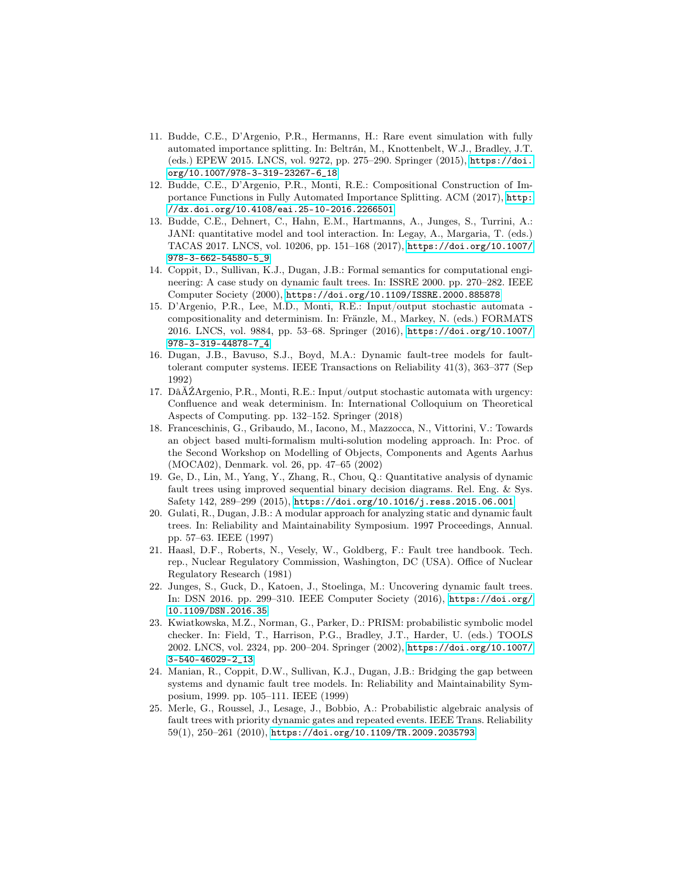11. Budde, C.E., D'Argenio, P.R., Hermanns, H.: Rare event simulation with fully automated importance splitting. In: Beltrán, M., Knottenbelt, W.J., Bradley, J.T. (eds.) EPEW 2015. LNCS, vol. 9272, pp. 275–290. Springer (2015), https://doi.org/10.1007/978-3-319-23267-6_18
12. Budde, C.E., D'Argenio, P.R., Monti, R.E.: Compositional Construction of Importance Functions in Fully Automated Importance Splitting. ACM (2017), http://dx.doi.org/10.4108/eai.25-10-2016.2266501
13. Budde, C.E., Dehnert, C., Hahn, E.M., Hartmanns, A., Junges, S., Turrini, A.: JANI: quantitative model and tool interaction. In: Legay, A., Margaria, T. (eds.) TACAS 2017. LNCS, vol. 10206, pp. 151–168 (2017), https://doi.org/10.1007/978-3-662-54580-5_9
14. Coppit, D., Sullivan, K.J., Dugan, J.B.: Formal semantics for computational engineering: A case study on dynamic fault trees. In: ISSRE 2000. pp. 270–282. IEEE Computer Society (2000), https://doi.org/10.1109/ISSRE.2000.885878
15. D'Argenio, P.R., Lee, M.D., Monti, R.E.: Input/output stochastic automata - compositionality and determinism. In: Fränzle, M., Markey, N. (eds.) FORMATS 2016. LNCS, vol. 9884, pp. 53–68. Springer (2016), https://doi.org/10.1007/978-3-319-44878-7_4
16. Dugan, J.B., Bavuso, S.J., Boyd, M.A.: Dynamic fault-tree models for fault-tolerant computer systems. IEEE Transactions on Reliability 41(3), 363–377 (Sep 1992)
17. DâĂŹArgenio, P.R., Monti, R.E.: Input/output stochastic automata with urgency: Confluence and weak determinism. In: International Colloquium on Theoretical Aspects of Computing. pp. 132–152. Springer (2018)
18. Franceschinis, G., Gribaudo, M., Iacono, M., Mazzocca, N., Vittorini, V.: Towards an object based multi-formalism multi-solution modeling approach. In: Proc. of the Second Workshop on Modelling of Objects, Components and Agents Aarhus (MOCA02), Denmark. vol. 26, pp. 47–65 (2002)
19. Ge, D., Lin, M., Yang, Y., Zhang, R., Chou, Q.: Quantitative analysis of dynamic fault trees using improved sequential binary decision diagrams. Rel. Eng. & Sys. Safety 142, 289–299 (2015), https://doi.org/10.1016/j.ress.2015.06.001
20. Gulati, R., Dugan, J.B.: A modular approach for analyzing static and dynamic fault trees. In: Reliability and Maintainability Symposium. 1997 Proceedings, Annual. pp. 57–63. IEEE (1997)
21. Haasl, D.F., Roberts, N., Vesely, W., Goldberg, F.: Fault tree handbook. Tech. rep., Nuclear Regulatory Commission, Washington, DC (USA). Office of Nuclear Regulatory Research (1981)
22. Junges, S., Guck, D., Katoen, J., Stoelinga, M.: Uncovering dynamic fault trees. In: DSN 2016. pp. 299–310. IEEE Computer Society (2016), https://doi.org/10.1109/DSN.2016.35
23. Kwiatkowska, M.Z., Norman, G., Parker, D.: PRISM: probabilistic symbolic model checker. In: Field, T., Harrison, P.G., Bradley, J.T., Harder, U. (eds.) TOOLS 2002. LNCS, vol. 2324, pp. 200–204. Springer (2002), https://doi.org/10.1007/3-540-46029-2_13
24. Manian, R., Coppit, D.W., Sullivan, K.J., Dugan, J.B.: Bridging the gap between systems and dynamic fault tree models. In: Reliability and Maintainability Symposium, 1999. pp. 105–111. IEEE (1999)
25. Merle, G., Roussel, J., Lesage, J., Bobbio, A.: Probabilistic algebraic analysis of fault trees with priority dynamic gates and repeated events. IEEE Trans. Reliability 59(1), 250–261 (2010), https://doi.org/10.1109/TR.2009.2035793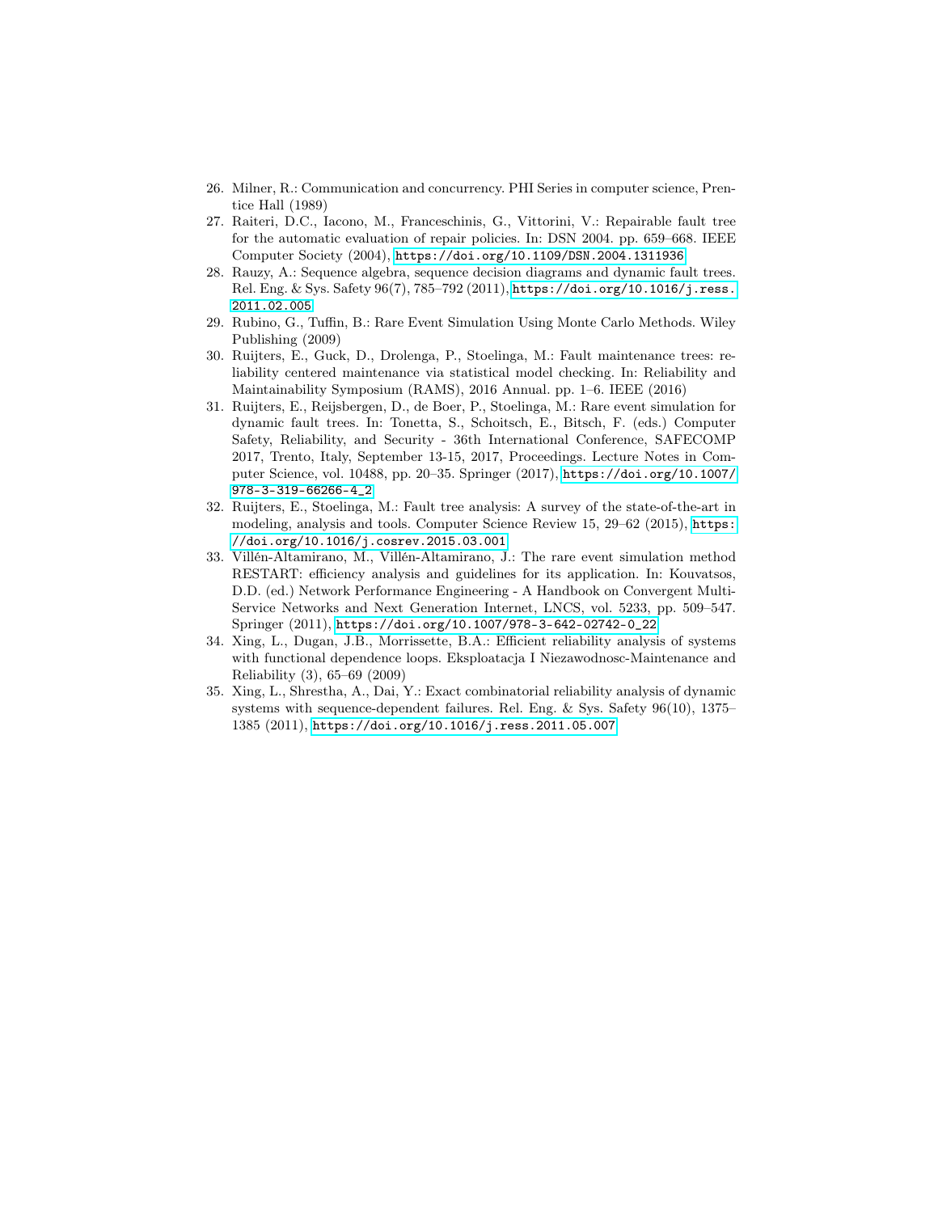26. Milner, R.: Communication and concurrency. PHI Series in computer science, Prentice Hall (1989)
27. Raiteri, D.C., Iacono, M., Franceschinis, G., Vittorini, V.: Repairable fault tree for the automatic evaluation of repair policies. In: DSN 2004. pp. 659–668. IEEE Computer Society (2004), https://doi.org/10.1109/DSN.2004.1311936
28. Rauzy, A.: Sequence algebra, sequence decision diagrams and dynamic fault trees. Rel. Eng. & Sys. Safety 96(7), 785–792 (2011), https://doi.org/10.1016/j.ress.2011.02.005
29. Rubino, G., Tuffin, B.: Rare Event Simulation Using Monte Carlo Methods. Wiley Publishing (2009)
30. Ruijters, E., Guck, D., Drolenga, P., Stoelinga, M.: Fault maintenance trees: reliability centered maintenance via statistical model checking. In: Reliability and Maintainability Symposium (RAMS), 2016 Annual. pp. 1–6. IEEE (2016)
31. Ruijters, E., Reijsbergen, D., de Boer, P., Stoelinga, M.: Rare event simulation for dynamic fault trees. In: Tonetta, S., Schoitsch, E., Bitsch, F. (eds.) Computer Safety, Reliability, and Security - 36th International Conference, SAFECOMP 2017, Trento, Italy, September 13-15, 2017, Proceedings. Lecture Notes in Computer Science, vol. 10488, pp. 20–35. Springer (2017), https://doi.org/10.1007/978-3-319-66266-4_2
32. Ruijters, E., Stoelinga, M.: Fault tree analysis: A survey of the state-of-the-art in modeling, analysis and tools. Computer Science Review 15, 29–62 (2015), https://doi.org/10.1016/j.cosrev.2015.03.001
33. Villén-Altamirano, M., Villén-Altamirano, J.: The rare event simulation method RESTART: efficiency analysis and guidelines for its application. In: Kouvatsos, D.D. (ed.) Network Performance Engineering - A Handbook on Convergent Multi-Service Networks and Next Generation Internet, LNCS, vol. 5233, pp. 509–547. Springer (2011), https://doi.org/10.1007/978-3-642-02742-0_22
34. Xing, L., Dugan, J.B., Morrissette, B.A.: Efficient reliability analysis of systems with functional dependence loops. Eksploatacja I Niezawodnosc-Maintenance and Reliability (3), 65–69 (2009)
35. Xing, L., Shrestha, A., Dai, Y.: Exact combinatorial reliability analysis of dynamic systems with sequence-dependent failures. Rel. Eng. & Sys. Safety 96(10), 1375–1385 (2011), https://doi.org/10.1016/j.ress.2011.05.007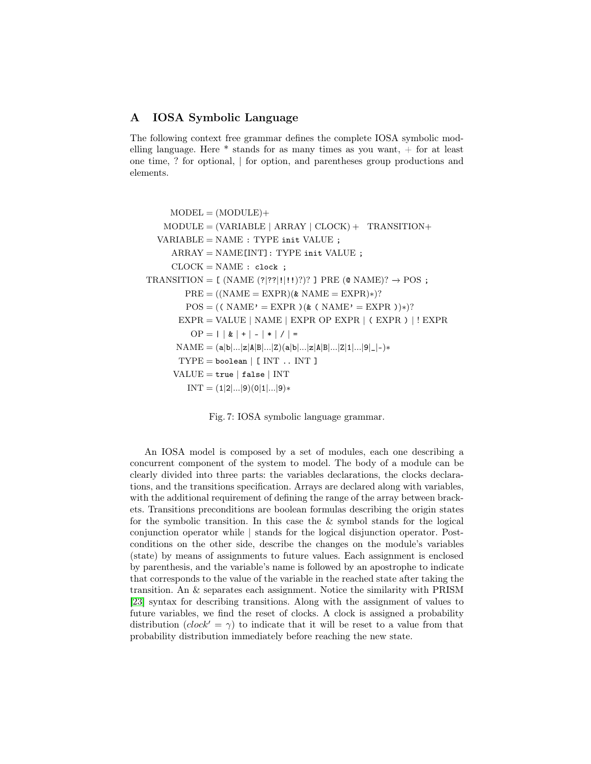## A IOSA Symbolic Language

The following context free grammar defines the complete IOSA symbolic modelling language. Here * stands for as many times as you want, + for at least one time, ? for optional, | for option, and parentheses group productions and elements.

```
     MODEL = (MODULE)+
    MODULE = (VARIABLE | ARRAY | CLOCK) +   TRANSITION+
  VARIABLE = NAME : TYPE init VALUE ;
     ARRAY = NAME[INT]: TYPE init VALUE ;
     CLOCK = NAME : clock ;
TRANSITION = [ (NAME (?|??|!|!!)?)? ] PRE (@ NAME)? → POS ;
       PRE = ((NAME = EXPR)(& NAME = EXPR)*)?
       POS = (( NAME' = EXPR )(& ( NAME' = EXPR ))*)?
      EXPR = VALUE | NAME | EXPR OP EXPR | ( EXPR ) | ! EXPR
        OP = | | & | + | - | * | / | =
      NAME = (a|b|...|z|A|B|...|Z)(a|b|...|z|A|B|...|Z|1|...|9|_|-)*
      TYPE = boolean | [ INT .. INT ]
     VALUE = true | false | INT
       INT = (1|2|...|9)(0|1|...|9)*
```

Fig. 7: IOSA symbolic language grammar.

An IOSA model is composed by a set of modules, each one describing a concurrent component of the system to model. The body of a module can be clearly divided into three parts: the variables declarations, the clocks declarations, and the transitions specification. Arrays are declared along with variables, with the additional requirement of defining the range of the array between brackets. Transitions preconditions are boolean formulas describing the origin states for the symbolic transition. In this case the & symbol stands for the logical conjunction operator while | stands for the logical disjunction operator. Postconditions on the other side, describe the changes on the module's variables (state) by means of assignments to future values. Each assignment is enclosed by parenthesis, and the variable's name is followed by an apostrophe to indicate that corresponds to the value of the variable in the reached state after taking the transition. An & separates each assignment. Notice the similarity with PRISM [23] syntax for describing transitions. Along with the assignment of values to future variables, we find the reset of clocks. A clock is assigned a probability distribution ($clock' = \gamma$) to indicate that it will be reset to a value from that probability distribution immediately before reaching the new state.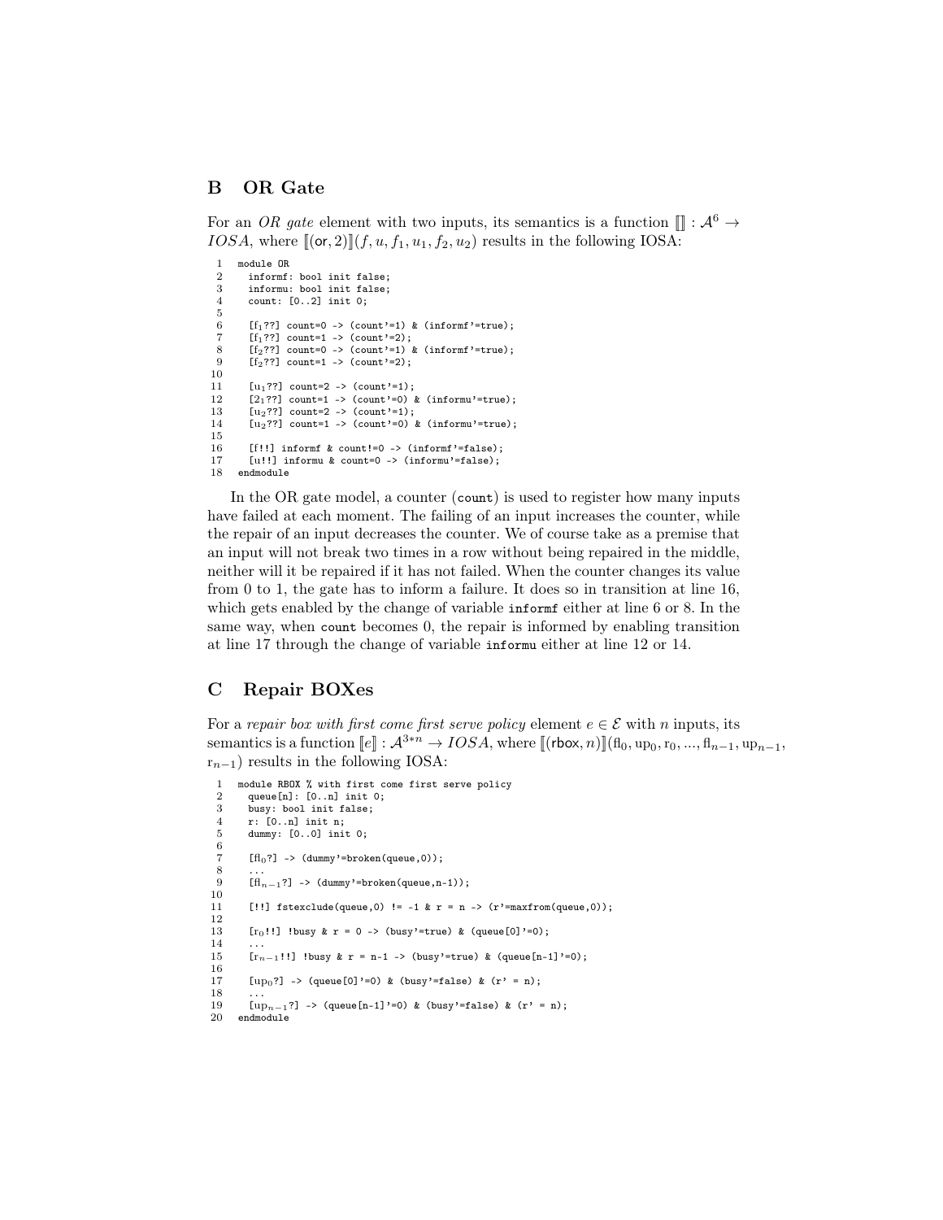## B OR Gate

For an *OR gate* element with two inputs, its semantics is a function $[\![]\!] : \mathcal{A}^6 \rightarrow IOSA$, where $[\![(\mathsf{or}, 2)]\!](f, u, f_1, u_1, f_2, u_2)$ results in the following IOSA:

```
1   module OR
2     informf: bool init false;
3     informu: bool init false;
4     count: [0..2] init 0;
5
6     [f1??] count=0 -> (count'=1) & (informf'=true);
7     [f1??] count=1 -> (count'=2);
8     [f2??] count=0 -> (count'=1) & (informf'=true);
9     [f2??] count=1 -> (count'=2);
10
11    [u1??] count=2 -> (count'=1);
12    [21??] count=1 -> (count'=0) & (informu'=true);
13    [u2??] count=2 -> (count'=1);
14    [u2??] count=1 -> (count'=0) & (informu'=true);
15
16    [f!!] informf & count!=0 -> (informf'=false);
17    [u!!] informu & count=0 -> (informu'=false);
18  endmodule
```

In the OR gate model, a counter (`count`) is used to register how many inputs have failed at each moment. The failing of an input increases the counter, while the repair of an input decreases the counter. We of course take as a premise that an input will not break two times in a row without being repaired in the middle, neither will it be repaired if it has not failed. When the counter changes its value from 0 to 1, the gate has to inform a failure. It does so in transition at line 16, which gets enabled by the change of variable `informf` either at line 6 or 8. In the same way, when `count` becomes 0, the repair is informed by enabling transition at line 17 through the change of variable `informu` either at line 12 or 14.

## C Repair BOXes

For a *repair box with first come first serve policy* element $e \in \mathcal{E}$ with $n$ inputs, its semantics is a function $[\![e]\!] : \mathcal{A}^{3*n} \rightarrow IOSA$, where $[\![(\mathsf{rbox}, n)]\!](\mathrm{fl}_0, \mathrm{up}_0, \mathrm{r}_0, ..., \mathrm{fl}_{n-1}, \mathrm{up}_{n-1}, \mathrm{r}_{n-1})$ results in the following IOSA:

```
1   module RBOX % with first come first serve policy
2     queue[n]: [0..n] init 0;
3     busy: bool init false;
4     r: [0..n] init n;
5     dummy: [0..0] init 0;
6
7     [fl0?] -> (dummy'=broken(queue,0));
8     ...
9     [fln-1?] -> (dummy'=broken(queue,n-1));
10
11    [!!] fstexclude(queue,0) != -1 & r = n -> (r'=maxfrom(queue,0));
12
13    [r0!!] !busy & r = 0 -> (busy'=true) & (queue[0]'=0);
14    ...
15    [rn-1!!] !busy & r = n-1 -> (busy'=true) & (queue[n-1]'=0);
16
17    [up0?] -> (queue[0]'=0) & (busy'=false) & (r' = n);
18    ...
19    [upn-1?] -> (queue[n-1]'=0) & (busy'=false) & (r' = n);
20  endmodule
```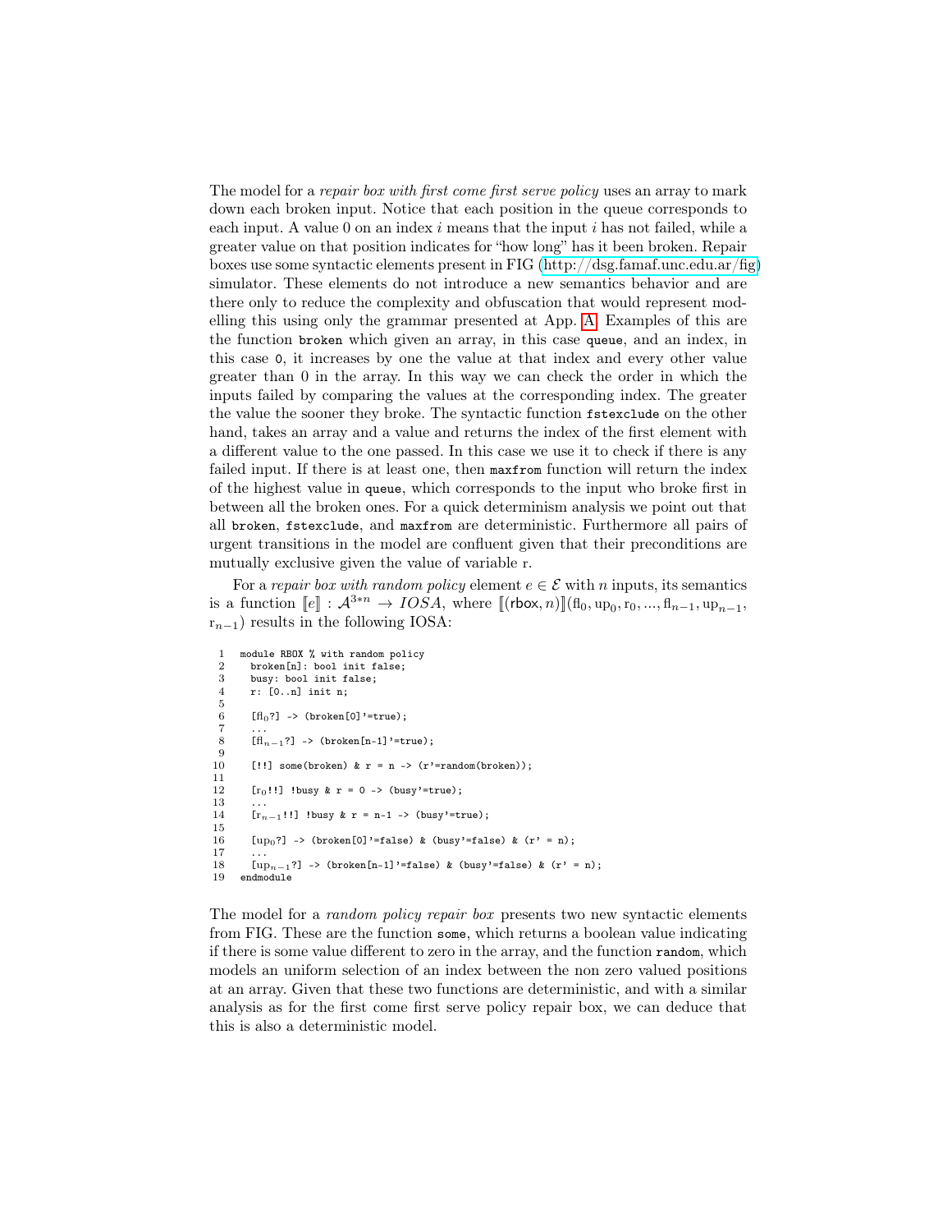The model for a *repair box with first come first serve policy* uses an array to mark down each broken input. Notice that each position in the queue corresponds to each input. A value 0 on an index $i$ means that the input $i$ has not failed, while a greater value on that position indicates for "how long" has it been broken. Repair boxes use some syntactic elements present in FIG (http://dsg.famaf.unc.edu.ar/fig) simulator. These elements do not introduce a new semantics behavior and are there only to reduce the complexity and obfuscation that would represent modelling this using only the grammar presented at App. A. Examples of this are the function `broken` which given an array, in this case `queue`, and an index, in this case `0`, it increases by one the value at that index and every other value greater than 0 in the array. In this way we can check the order in which the inputs failed by comparing the values at the corresponding index. The greater the value the sooner they broke. The syntactic function `fstexclude` on the other hand, takes an array and a value and returns the index of the first element with a different value to the one passed. In this case we use it to check if there is any failed input. If there is at least one, then `maxfrom` function will return the index of the highest value in `queue`, which corresponds to the input who broke first in between all the broken ones. For a quick determinism analysis we point out that all `broken`, `fstexclude`, and `maxfrom` are deterministic. Furthermore all pairs of urgent transitions in the model are confluent given that their preconditions are mutually exclusive given the value of variable r.

For a *repair box with random policy* element $e \in \mathcal{E}$ with $n$ inputs, its semantics is a function $[\![e]\!] : \mathcal{A}^{3*n} \rightarrow IOSA$, where $[\![(\mathsf{rbox}, n)]\!](\mathrm{fl}_0, \mathrm{up}_0, \mathrm{r}_0, ..., \mathrm{fl}_{n-1}, \mathrm{up}_{n-1}, \mathrm{r}_{n-1})$ results in the following IOSA:

```
 1  module RBOX % with random policy
 2    broken[n]: bool init false;
 3    busy: bool init false;
 4    r: [0..n] init n;
 5
 6    [fl_0?] -> (broken[0]'=true);
 7    ...
 8    [fl_{n-1}?] -> (broken[n-1]'=true);
 9
10    [!!] some(broken) & r = n -> (r'=random(broken));
11
12    [r_0!!] !busy & r = 0 -> (busy'=true);
13    ...
14    [r_{n-1}!!] !busy & r = n-1 -> (busy'=true);
15
16    [up_0?] -> (broken[0]'=false) & (busy'=false) & (r' = n);
17    ...
18    [up_{n-1}?] -> (broken[n-1]'=false) & (busy'=false) & (r' = n);
19  endmodule
```

The model for a *random policy repair box* presents two new syntactic elements from FIG. These are the function `some`, which returns a boolean value indicating if there is some value different to zero in the array, and the function `random`, which models an uniform selection of an index between the non zero valued positions at an array. Given that these two functions are deterministic, and with a similar analysis as for the first come first serve policy repair box, we can deduce that this is also a deterministic model.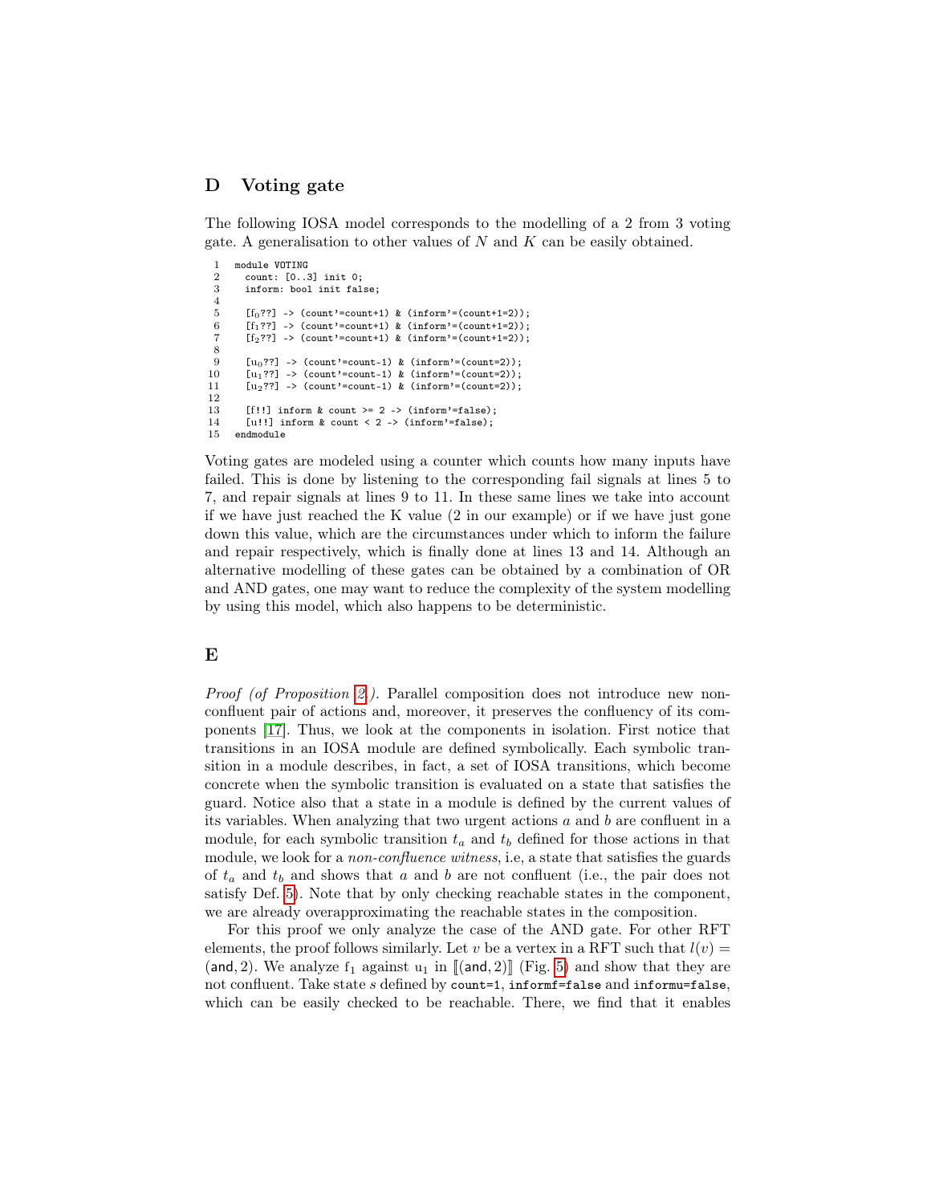## D Voting gate

The following IOSA model corresponds to the modelling of a 2 from 3 voting gate. A generalisation to other values of $N$ and $K$ can be easily obtained.

```
1   module VOTING
2     count: [0..3] init 0;
3     inform: bool init false;
4
5     [f0??] -> (count'=count+1) & (inform'=(count+1=2));
6     [f1??] -> (count'=count+1) & (inform'=(count+1=2));
7     [f2??] -> (count'=count+1) & (inform'=(count+1=2));
8
9     [u0??] -> (count'=count-1) & (inform'=(count=2));
10    [u1??] -> (count'=count-1) & (inform'=(count=2));
11    [u2??] -> (count'=count-1) & (inform'=(count=2));
12
13    [f!!] inform & count >= 2 -> (inform'=false);
14    [u!!] inform & count < 2 -> (inform'=false);
15  endmodule
```

Voting gates are modeled using a counter which counts how many inputs have failed. This is done by listening to the corresponding fail signals at lines 5 to 7, and repair signals at lines 9 to 11. In these same lines we take into account if we have just reached the K value (2 in our example) or if we have just gone down this value, which are the circumstances under which to inform the failure and repair respectively, which is finally done at lines 13 and 14. Although an alternative modelling of these gates can be obtained by a combination of OR and AND gates, one may want to reduce the complexity of the system modelling by using this model, which also happens to be deterministic.

## E

*Proof (of Proposition 2).* Parallel composition does not introduce new non-confluent pair of actions and, moreover, it preserves the confluency of its components [17]. Thus, we look at the components in isolation. First notice that transitions in an IOSA module are defined symbolically. Each symbolic transition in a module describes, in fact, a set of IOSA transitions, which become concrete when the symbolic transition is evaluated on a state that satisfies the guard. Notice also that a state in a module is defined by the current values of its variables. When analyzing that two urgent actions $a$ and $b$ are confluent in a module, for each symbolic transition $t_a$ and $t_b$ defined for those actions in that module, we look for a *non-confluence witness*, i.e, a state that satisfies the guards of $t_a$ and $t_b$ and shows that $a$ and $b$ are not confluent (i.e., the pair does not satisfy Def. 5). Note that by only checking reachable states in the component, we are already overapproximating the reachable states in the composition.

For this proof we only analyze the case of the AND gate. For other RFT elements, the proof follows similarly. Let $v$ be a vertex in a RFT such that $l(v) = (\mathsf{and}, 2)$. We analyze $\mathrm{f}_1$ against $\mathrm{u}_1$ in $[\![(\mathsf{and}, 2)]\!]$ (Fig. 5) and show that they are not confluent. Take state $s$ defined by `count=1`, `informf=false` and `informu=false`, which can be easily checked to be reachable. There, we find that it enables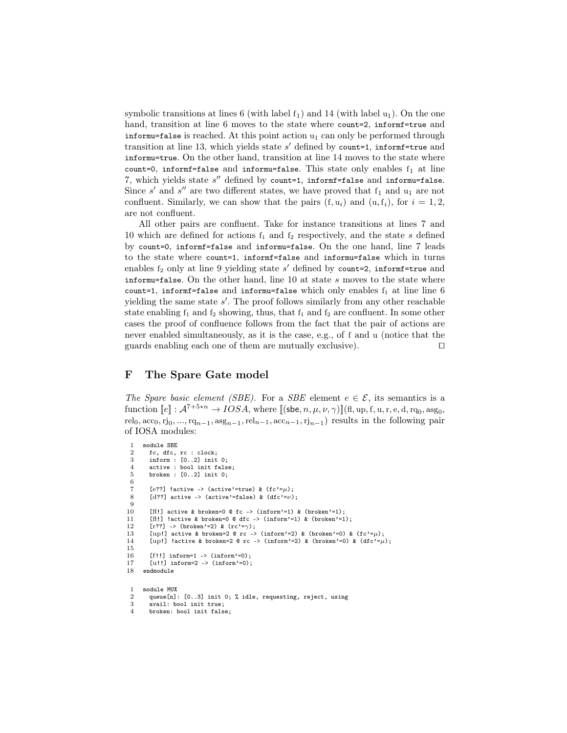symbolic transitions at lines 6 (with label $f_1$) and 14 (with label $u_1$). On the one hand, transition at line 6 moves to the state where `count=2`, `informf=true` and `informu=false` is reached. At this point action $u_1$ can only be performed through transition at line 13, which yields state $s'$ defined by `count=1`, `informf=true` and `informu=true`. On the other hand, transition at line 14 moves to the state where `count=0`, `informf=false` and `informu=false`. This state only enables $f_1$ at line 7, which yields state $s''$ defined by `count=1`, `informf=false` and `informu=false`. Since $s'$ and $s''$ are two different states, we have proved that $f_1$ and $u_1$ are not confluent. Similarly, we can show that the pairs $(f, u_i)$ and $(u, f_i)$, for $i = 1, 2$, are not confluent.

All other pairs are confluent. Take for instance transitions at lines 7 and 10 which are defined for actions $f_1$ and $f_2$ respectively, and the state $s$ defined by `count=0`, `informf=false` and `informu=false`. On the one hand, line 7 leads to the state where `count=1`, `informf=false` and `informu=false` which in turns enables $f_2$ only at line 9 yielding state $s'$ defined by `count=2`, `informf=true` and `informu=false`. On the other hand, line 10 at state $s$ moves to the state where `count=1`, `informf=false` and `informu=false` which only enables $f_1$ at line line 6 yielding the same state $s'$. The proof follows similarly from any other reachable state enabling $f_1$ and $f_2$ showing, thus, that $f_1$ and $f_2$ are confluent. In some other cases the proof of confluence follows from the fact that the pair of actions are never enabled simultaneously, as it is the case, e.g., of f and u (notice that the guards enabling each one of them are mutually exclusive). □

## F The Spare Gate model

*The Spare basic element (SBE).* For a *SBE* element $e \in \mathcal{E}$, its semantics is a function $[\![e]\!] : \mathcal{A}^{7+5*n} \to IOSA$, where $[\![(\mathsf{sbe}, n, \mu, \nu, \gamma)]\!](\mathrm{fl}, \mathrm{up}, \mathrm{f}, \mathrm{u}, \mathrm{r}, \mathrm{e}, \mathrm{d}, \mathrm{rq}_0, \mathrm{asg}_0, \mathrm{rel}_0, \mathrm{acc}_0, \mathrm{rj}_0, ..., \mathrm{rq}_{n-1}, \mathrm{asg}_{n-1}, \mathrm{rel}_{n-1}, \mathrm{acc}_{n-1}, \mathrm{rj}_{n-1})$ results in the following pair of IOSA modules:

```
1   module SBE
2     fc, dfc, rc : clock;
3     inform : [0..2] init 0;
4     active : bool init false;
5     broken : [0..2] init 0;
6
7     [e??] !active -> (active'=true) & (fc'=μ);
8     [d??] active -> (active'=false) & (dfc'=ν);
9
10    [fl!] active & broken=0 @ fc -> (inform'=1) & (broken'=1);
11    [fl!] !active & broken=0 @ dfc -> (inform'=1) & (broken'=1);
12    [r??] -> (broken'=2) & (rc'=γ);
13    [up!] active & broken=2 @ rc -> (inform'=2) & (broken'=0) & (fc'=μ);
14    [up!] !active & broken=2 @ rc -> (inform'=2) & (broken'=0) & (dfc'=μ);
15
16    [f!!] inform=1 -> (inform'=0);
17    [u!!] inform=2 -> (inform'=0);
18  endmodule
```

```
1   module MUX
2     queue[n]: [0..3] init 0; % idle, requesting, reject, using
3     avail: bool init true;
4     broken: bool init false;
```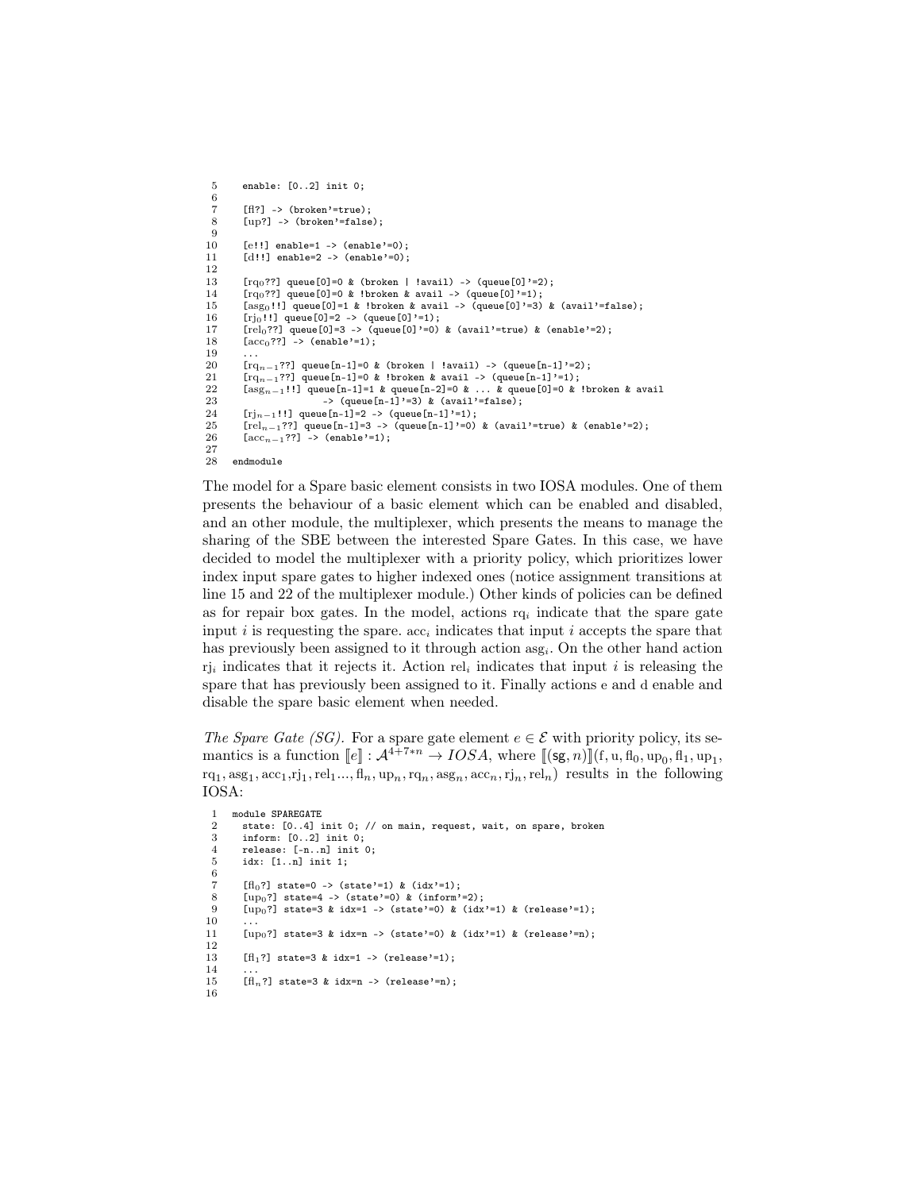```
 5    enable: [0..2] init 0;
 6
 7    [fl?] -> (broken'=true);
 8    [up?] -> (broken'=false);
 9
10    [e!!] enable=1 -> (enable'=0);
11    [d!!] enable=2 -> (enable'=0);
12
13    [rq0??] queue[0]=0 & (broken | !avail) -> (queue[0]'=2);
14    [rq0??] queue[0]=0 & !broken & avail -> (queue[0]'=1);
15    [asg0!!] queue[0]=1 & !broken & avail -> (queue[0]'=3) & (avail'=false);
16    [rj0!!] queue[0]=2 -> (queue[0]'=1);
17    [rel0??] queue[0]=3 -> (queue[0]'=0) & (avail'=true) & (enable'=2);
18    [acc0??] -> (enable'=1);
19    ...
20    [rq_{n-1}??] queue[n-1]=0 & (broken | !avail) -> (queue[n-1]'=2);
21    [rq_{n-1}??] queue[n-1]=0 & !broken & avail -> (queue[n-1]'=1);
22    [asg_{n-1}!!] queue[n-1]=1 & queue[n-2]=0 & ... & queue[0]=0 & !broken & avail
23                  -> (queue[n-1]'=3) & (avail'=false);
24    [rj_{n-1}!!] queue[n-1]=2 -> (queue[n-1]'=1);
25    [rel_{n-1}??] queue[n-1]=3 -> (queue[n-1]'=0) & (avail'=true) & (enable'=2);
26    [acc_{n-1}??] -> (enable'=1);
27
28  endmodule
```

The model for a Spare basic element consists in two IOSA modules. One of them presents the behaviour of a basic element which can be enabled and disabled, and an other module, the multiplexer, which presents the means to manage the sharing of the SBE between the interested Spare Gates. In this case, we have decided to model the multiplexer with a priority policy, which prioritizes lower index input spare gates to higher indexed ones (notice assignment transitions at line 15 and 22 of the multiplexer module.) Other kinds of policies can be defined as for repair box gates. In the model, actions $\text{rq}_i$ indicate that the spare gate input $i$ is requesting the spare. $\text{acc}_i$ indicates that input $i$ accepts the spare that has previously been assigned to it through action $\text{asg}_i$. On the other hand action $\text{rj}_i$ indicates that it rejects it. Action $\text{rel}_i$ indicates that input $i$ is releasing the spare that has previously been assigned to it. Finally actions e and d enable and disable the spare basic element when needed.

*The Spare Gate (SG).* For a spare gate element $e \in \mathcal{E}$ with priority policy, its semantics is a function $[\![e]\!] : \mathcal{A}^{4+7*n} \rightarrow IOSA$, where $[\![(\mathsf{sg}, n)]\!](\text{f}, \text{u}, \text{fl}_0, \text{up}_0, \text{fl}_1, \text{up}_1, \text{rq}_1, \text{asg}_1, \text{acc}_1, \text{rj}_1, \text{rel}_1 ..., \text{fl}_n, \text{up}_n, \text{rq}_n, \text{asg}_n, \text{acc}_n, \text{rj}_n, \text{rel}_n)$ results in the following IOSA:

```
 1  module SPAREGATE
 2    state: [0..4] init 0; // on main, request, wait, on spare, broken
 3    inform: [0..2] init 0;
 4    release: [-n..n] init 0;
 5    idx: [1..n] init 1;
 6
 7    [fl0?] state=0 -> (state'=1) & (idx'=1);
 8    [up0?] state=4 -> (state'=0) & (inform'=2);
 9    [up0?] state=3 & idx=1 -> (state'=0) & (idx'=1) & (release'=1);
10    ...
11    [up0?] state=3 & idx=n -> (state'=0) & (idx'=1) & (release'=n);
12
13    [fl1?] state=3 & idx=1 -> (release'=1);
14    ...
15    [fln?] state=3 & idx=n -> (release'=n);
16
```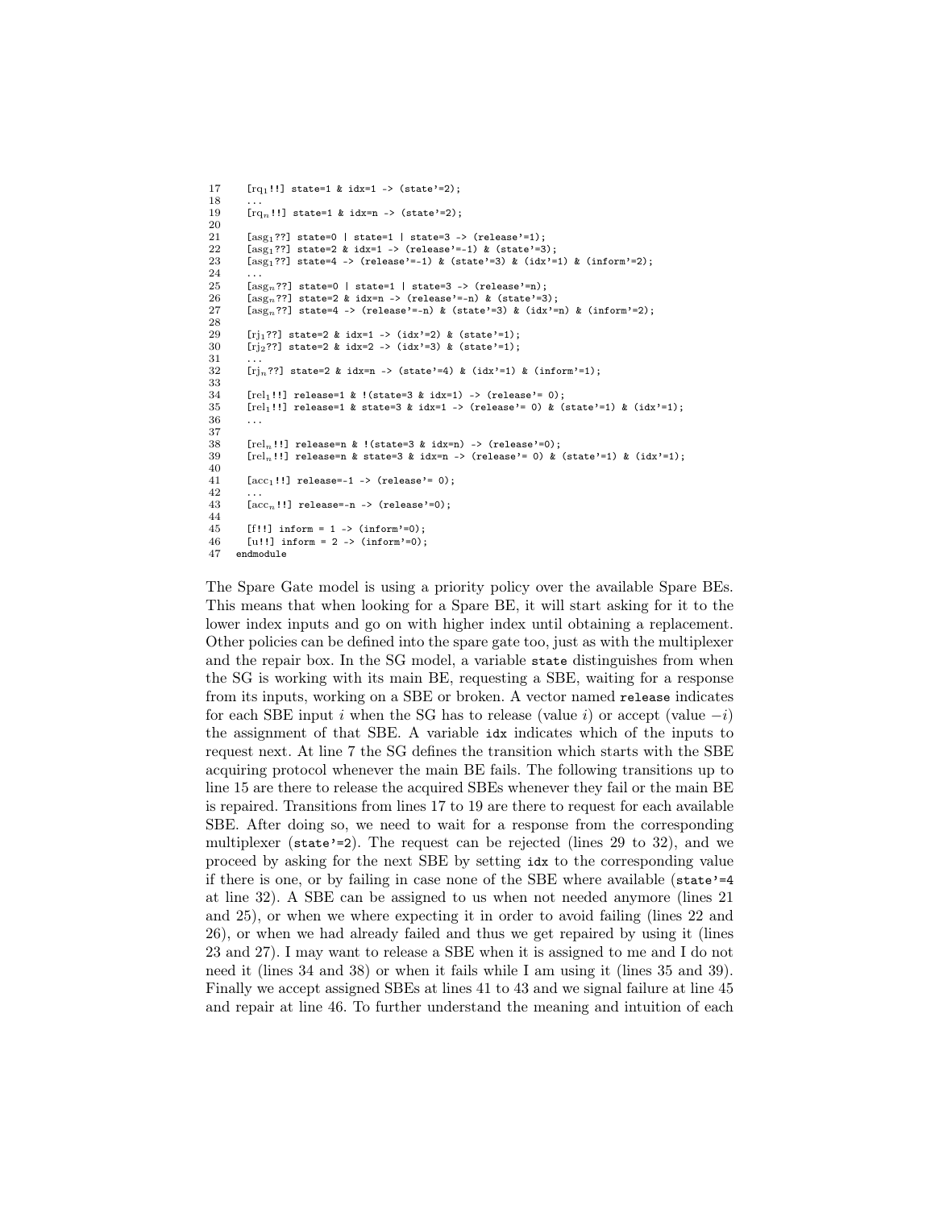```
17    [rq1!!] state=1 & idx=1 -> (state'=2);
18    ...
19    [rqn!!] state=1 & idx=n -> (state'=2);
20
21    [asg1??] state=0 | state=1 | state=3 -> (release'=1);
22    [asg1??] state=2 & idx=1 -> (release'=-1) & (state'=3);
23    [asg1??] state=4 -> (release'=-1) & (state'=3) & (idx'=1) & (inform'=2);
24    ...
25    [asgn??] state=0 | state=1 | state=3 -> (release'=n);
26    [asgn??] state=2 & idx=n -> (release'=-n) & (state'=3);
27    [asgn??] state=4 -> (release'=-n) & (state'=3) & (idx'=n) & (inform'=2);
28
29    [rj1??] state=2 & idx=1 -> (idx'=2) & (state'=1);
30    [rj2??] state=2 & idx=2 -> (idx'=3) & (state'=1);
31    ...
32    [rjn??] state=2 & idx=n -> (state'=4) & (idx'=1) & (inform'=1);
33
34    [rel1!!] release=1 & !(state=3 & idx=1) -> (release'= 0);
35    [rel1!!] release=1 & state=3 & idx=1 -> (release'= 0) & (state'=1) & (idx'=1);
36    ...
37
38    [reln!!] release=n & !(state=3 & idx=n) -> (release'=0);
39    [reln!!] release=n & state=3 & idx=n -> (release'= 0) & (state'=1) & (idx'=1);
40
41    [acc1!!] release=-1 -> (release'= 0);
42    ...
43    [accn!!] release=-n -> (release'=0);
44
45    [f!!] inform = 1 -> (inform'=0);
46    [u!!] inform = 2 -> (inform'=0);
47  endmodule
```

The Spare Gate model is using a priority policy over the available Spare BEs. This means that when looking for a Spare BE, it will start asking for it to the lower index inputs and go on with higher index until obtaining a replacement. Other policies can be defined into the spare gate too, just as with the multiplexer and the repair box. In the SG model, a variable `state` distinguishes from when the SG is working with its main BE, requesting a SBE, waiting for a response from its inputs, working on a SBE or broken. A vector named `release` indicates for each SBE input $i$ when the SG has to release (value $i$) or accept (value $-i$) the assignment of that SBE. A variable `idx` indicates which of the inputs to request next. At line 7 the SG defines the transition which starts with the SBE acquiring protocol whenever the main BE fails. The following transitions up to line 15 are there to release the acquired SBEs whenever they fail or the main BE is repaired. Transitions from lines 17 to 19 are there to request for each available SBE. After doing so, we need to wait for a response from the corresponding multiplexer (`state'=2`). The request can be rejected (lines 29 to 32), and we proceed by asking for the next SBE by setting `idx` to the corresponding value if there is one, or by failing in case none of the SBE where available (`state'=4` at line 32). A SBE can be assigned to us when not needed anymore (lines 21 and 25), or when we where expecting it in order to avoid failing (lines 22 and 26), or when we had already failed and thus we get repaired by using it (lines 23 and 27). I may want to release a SBE when it is assigned to me and I do not need it (lines 34 and 38) or when it fails while I am using it (lines 35 and 39). Finally we accept assigned SBEs at lines 41 to 43 and we signal failure at line 45 and repair at line 46. To further understand the meaning and intuition of each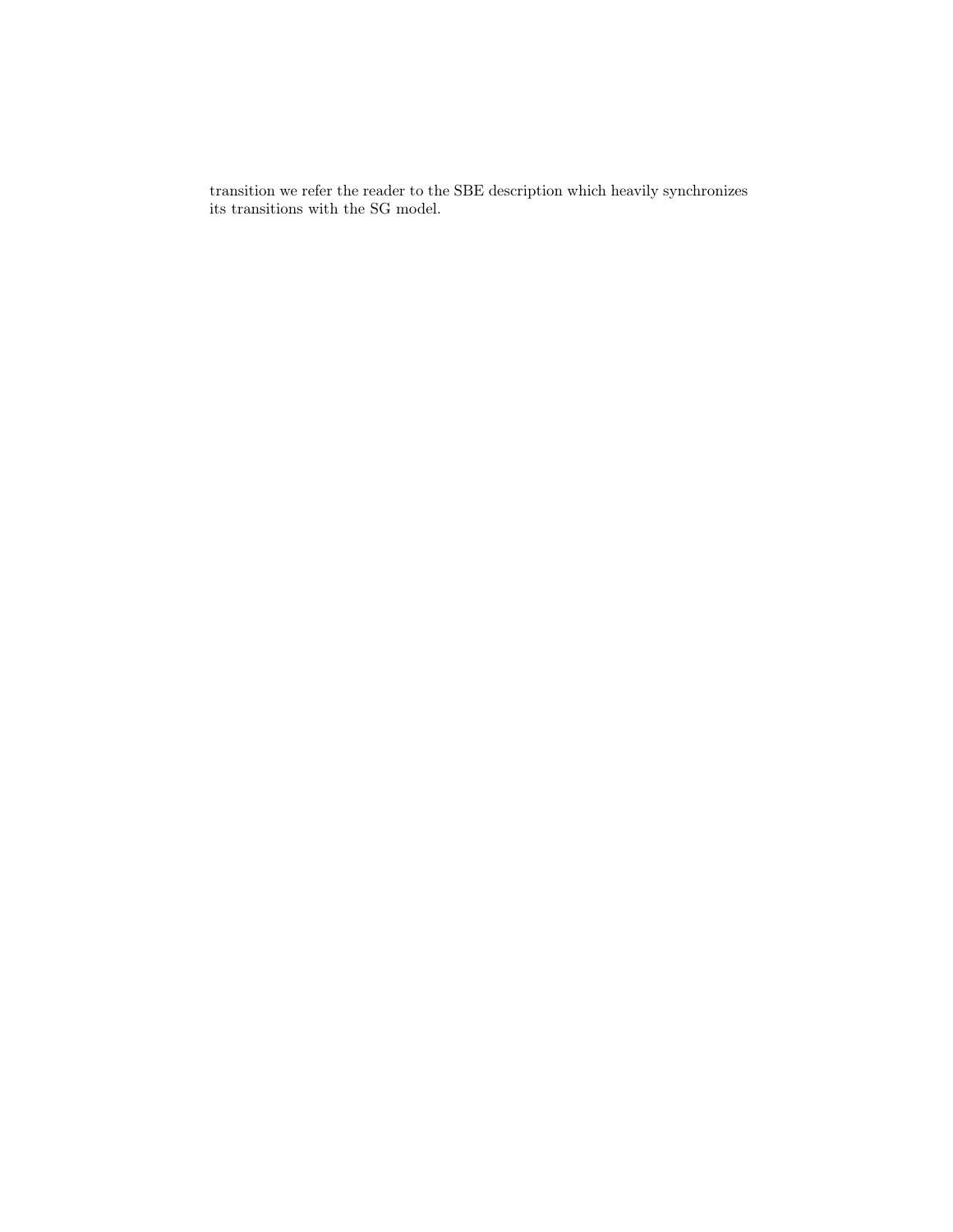transition we refer the reader to the SBE description which heavily synchronizes its transitions with the SG model.